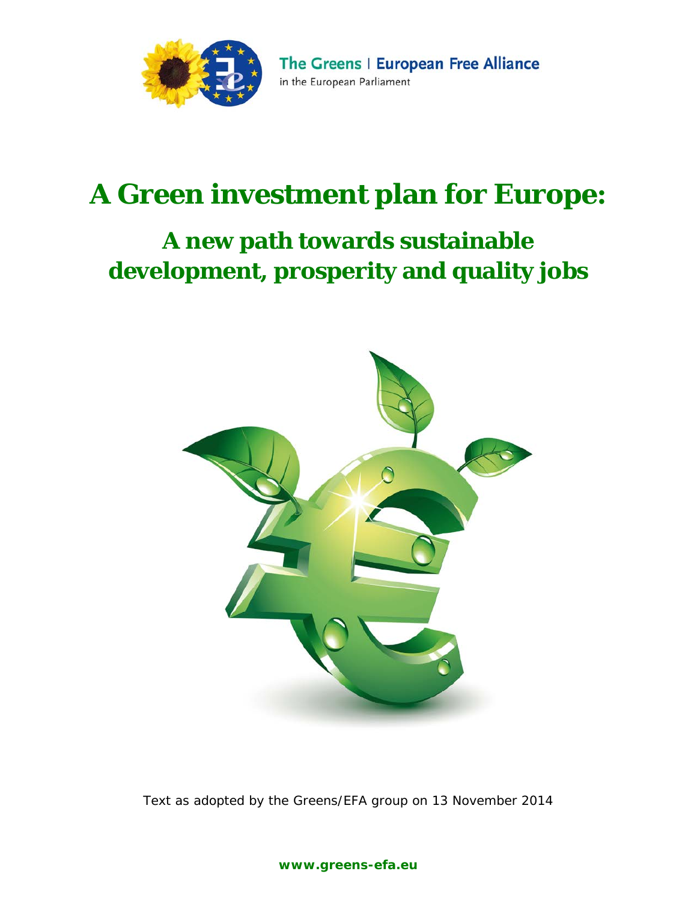The Greens | European Free Alliance
in the European Parliament

# A Green investment plan for Europe:

## A new path towards sustainable development, prosperity and quality jobs

Text as adopted by the Greens/EFA group on 13 November 2014

**www.greens-efa.eu**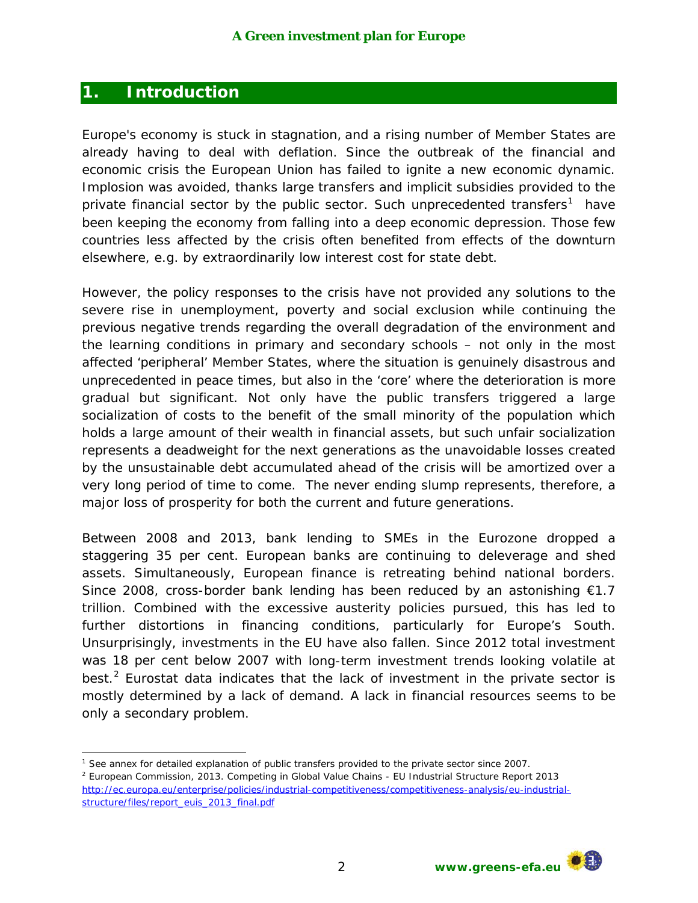## 1. Introduction

Europe's economy is stuck in stagnation, and a rising number of Member States are already having to deal with deflation. Since the outbreak of the financial and economic crisis the European Union has failed to ignite a new economic dynamic. Implosion was avoided, thanks large transfers and implicit subsidies provided to the private financial sector by the public sector. Such unprecedented transfers[1] have been keeping the economy from falling into a deep economic depression. Those few countries less affected by the crisis often benefited from effects of the downturn elsewhere, e.g. by extraordinarily low interest cost for state debt.

However, the policy responses to the crisis have not provided any solutions to the severe rise in unemployment, poverty and social exclusion while continuing the previous negative trends regarding the overall degradation of the environment and the learning conditions in primary and secondary schools – not only in the most affected 'peripheral' Member States, where the situation is genuinely disastrous and unprecedented in peace times, but also in the 'core' where the deterioration is more gradual but significant. Not only have the public transfers triggered a large socialization of costs to the benefit of the small minority of the population which holds a large amount of their wealth in financial assets, but such unfair socialization represents a deadweight for the next generations as the unavoidable losses created by the unsustainable debt accumulated ahead of the crisis will be amortized over a very long period of time to come. The never ending slump represents, therefore, a major loss of prosperity for both the current and future generations.

Between 2008 and 2013, bank lending to SMEs in the Eurozone dropped a staggering 35 per cent. European banks are continuing to deleverage and shed assets. Simultaneously, European finance is retreating behind national borders. Since 2008, cross-border bank lending has been reduced by an astonishing €1.7 trillion. Combined with the excessive austerity policies pursued, this has led to further distortions in financing conditions, particularly for Europe's South. Unsurprisingly, investments in the EU have also fallen. Since 2012 total investment was 18 per cent below 2007 with long-term investment trends looking volatile at best.[2] Eurostat data indicates that the lack of investment in the private sector is mostly determined by a lack of demand. A lack in financial resources seems to be only a secondary problem.

---

[1] See annex for detailed explanation of public transfers provided to the private sector since 2007.

[2] European Commission, 2013. Competing in Global Value Chains - EU Industrial Structure Report 2013 http://ec.europa.eu/enterprise/policies/industrial-competitiveness/competitiveness-analysis/eu-industrial-structure/files/report_euis_2013_final.pdf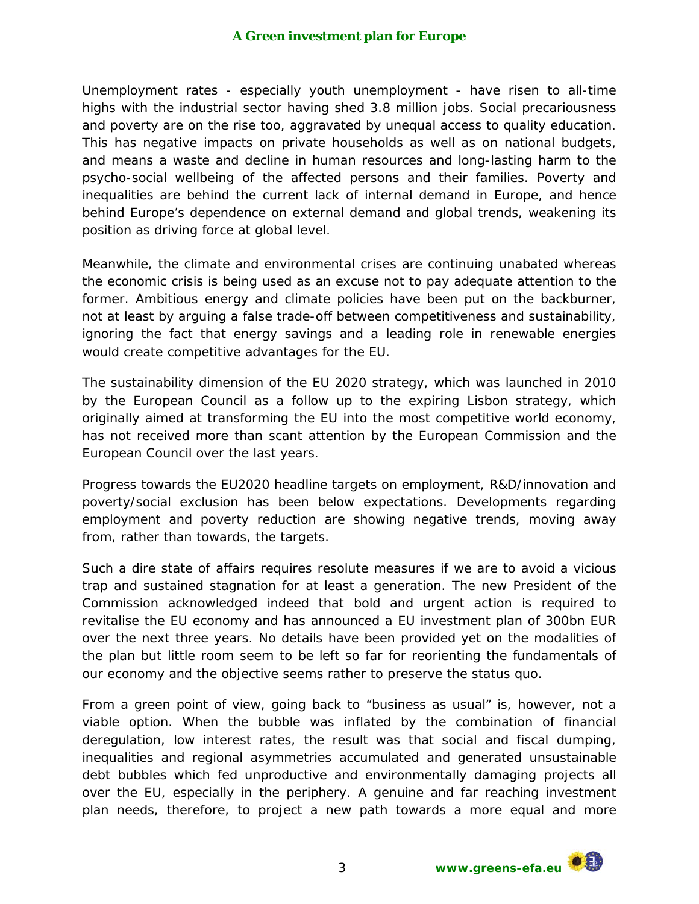Unemployment rates - especially youth unemployment - have risen to all-time highs with the industrial sector having shed 3.8 million jobs. Social precariousness and poverty are on the rise too, aggravated by unequal access to quality education. This has negative impacts on private households as well as on national budgets, and means a waste and decline in human resources and long-lasting harm to the psycho-social wellbeing of the affected persons and their families. Poverty and inequalities are behind the current lack of internal demand in Europe, and hence behind Europe's dependence on external demand and global trends, weakening its position as driving force at global level.

Meanwhile, the climate and environmental crises are continuing unabated whereas the economic crisis is being used as an excuse not to pay adequate attention to the former. Ambitious energy and climate policies have been put on the backburner, not at least by arguing a false trade-off between competitiveness and sustainability, ignoring the fact that energy savings and a leading role in renewable energies would create competitive advantages for the EU.

The sustainability dimension of the EU 2020 strategy, which was launched in 2010 by the European Council as a follow up to the expiring Lisbon strategy, which originally aimed at transforming the EU into the most competitive world economy, has not received more than scant attention by the European Commission and the European Council over the last years.

Progress towards the EU2020 headline targets on employment, R&D/innovation and poverty/social exclusion has been below expectations. Developments regarding employment and poverty reduction are showing negative trends, moving away from, rather than towards, the targets.

Such a dire state of affairs requires resolute measures if we are to avoid a vicious trap and sustained stagnation for at least a generation. The new President of the Commission acknowledged indeed that bold and urgent action is required to revitalise the EU economy and has announced a EU investment plan of 300bn EUR over the next three years. No details have been provided yet on the modalities of the plan but little room seem to be left so far for reorienting the fundamentals of our economy and the objective seems rather to preserve the status quo.

From a green point of view, going back to "business as usual" is, however, not a viable option. When the bubble was inflated by the combination of financial deregulation, low interest rates, the result was that social and fiscal dumping, inequalities and regional asymmetries accumulated and generated unsustainable debt bubbles which fed unproductive and environmentally damaging projects all over the EU, especially in the periphery. A genuine and far reaching investment plan needs, therefore, to project a new path towards a more equal and more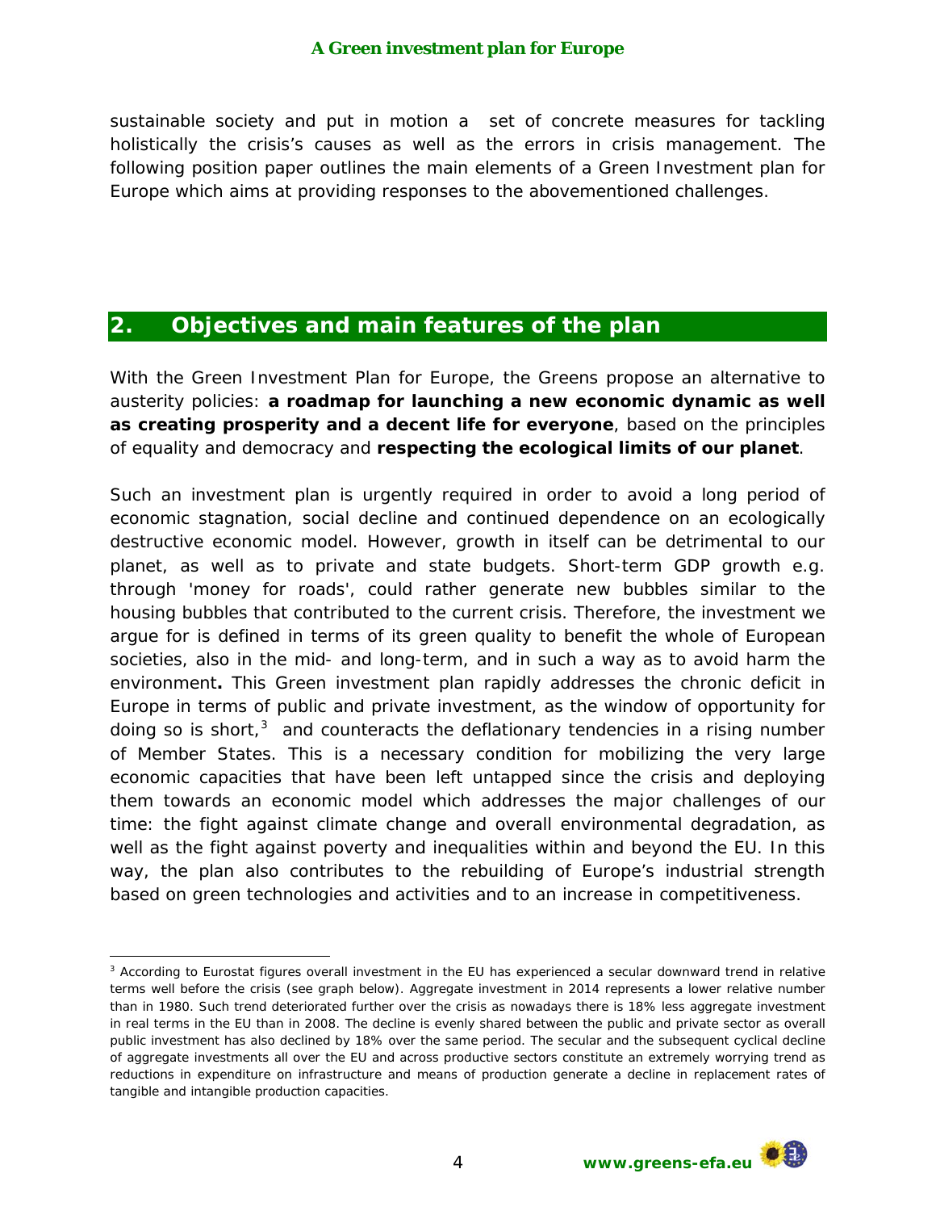sustainable society and put in motion a  set of concrete measures for tackling holistically the crisis's causes as well as the errors in crisis management. The following position paper outlines the main elements of a Green Investment plan for Europe which aims at providing responses to the abovementioned challenges.

## 2. Objectives and main features of the plan

With the Green Investment Plan for Europe, the Greens propose an alternative to austerity policies: **a roadmap for launching a new economic dynamic as well as creating prosperity and a decent life for everyone**, based on the principles of equality and democracy and **respecting the ecological limits of our planet**.

Such an investment plan is urgently required in order to avoid a long period of economic stagnation, social decline and continued dependence on an ecologically destructive economic model. However, growth in itself can be detrimental to our planet, as well as to private and state budgets. Short-term GDP growth e.g. through 'money for roads', could rather generate new bubbles similar to the housing bubbles that contributed to the current crisis. Therefore, the investment we argue for is defined in terms of its green quality to benefit the whole of European societies, also in the mid- and long-term, and in such a way as to avoid harm the environment**.** This Green investment plan rapidly addresses the chronic deficit in Europe in terms of public and private investment, as the window of opportunity for doing so is short,[3] and counteracts the deflationary tendencies in a rising number of Member States. This is a necessary condition for mobilizing the very large economic capacities that have been left untapped since the crisis and deploying them towards an economic model which addresses the major challenges of our time: the fight against climate change and overall environmental degradation, as well as the fight against poverty and inequalities within and beyond the EU. In this way, the plan also contributes to the rebuilding of Europe's industrial strength based on green technologies and activities and to an increase in competitiveness.

[3] According to Eurostat figures overall investment in the EU has experienced a secular downward trend in relative terms well before the crisis (see graph below). Aggregate investment in 2014 represents a lower relative number than in 1980. Such trend deteriorated further over the crisis as nowadays there is 18% less aggregate investment in real terms in the EU than in 2008. The decline is evenly shared between the public and private sector as overall public investment has also declined by 18% over the same period. The secular and the subsequent cyclical decline of aggregate investments all over the EU and across productive sectors constitute an extremely worrying trend as reductions in expenditure on infrastructure and means of production generate a decline in replacement rates of tangible and intangible production capacities.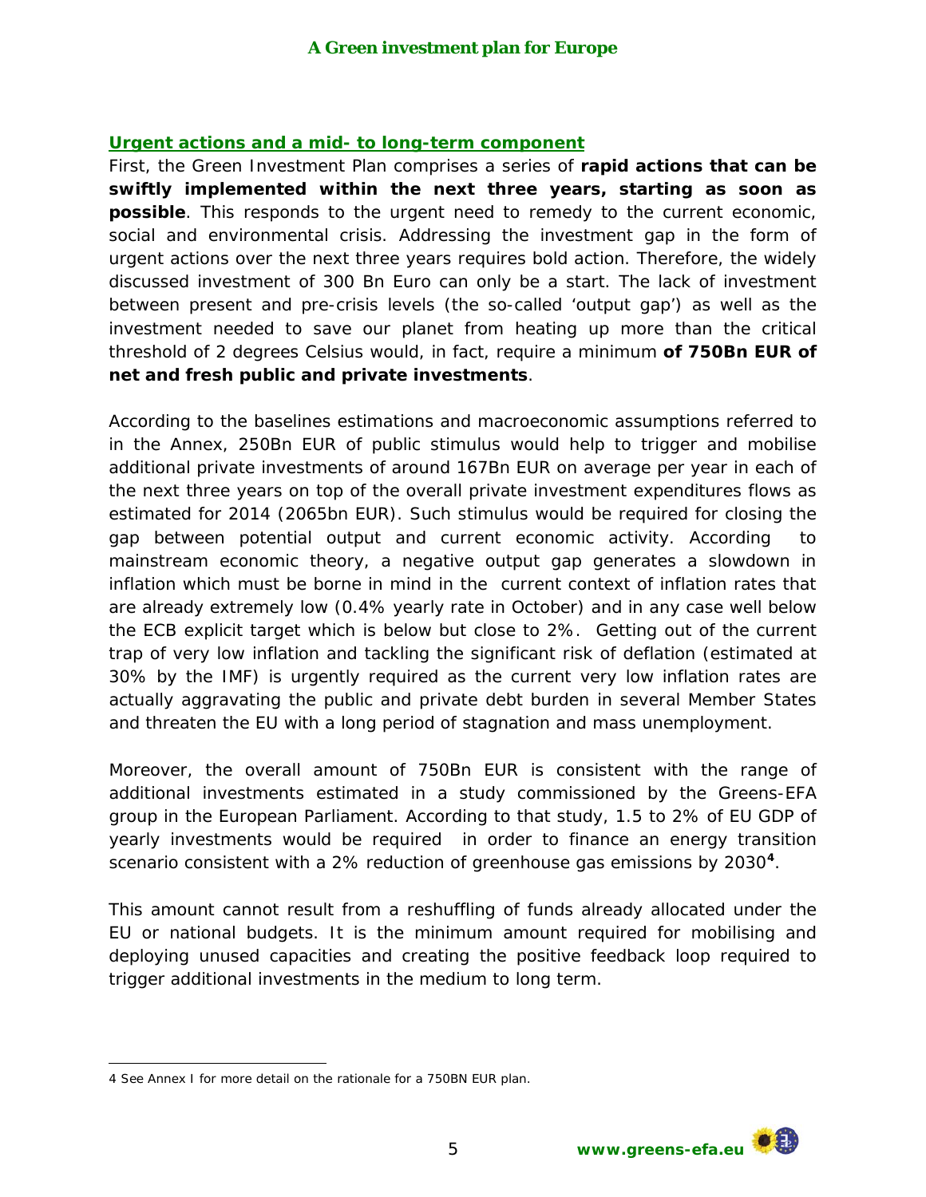## Urgent actions and a mid- to long-term component

First, the Green Investment Plan comprises a series of **rapid actions that can be swiftly implemented within the next three years, starting as soon as possible**. This responds to the urgent need to remedy to the current economic, social and environmental crisis. Addressing the investment gap in the form of urgent actions over the next three years requires bold action. Therefore, the widely discussed investment of 300 Bn Euro can only be a start. The lack of investment between present and pre-crisis levels (the so-called 'output gap') as well as the investment needed to save our planet from heating up more than the critical threshold of 2 degrees Celsius would, in fact, require a minimum **of 750Bn EUR of net and fresh public and private investments**.

According to the baselines estimations and macroeconomic assumptions referred to in the Annex, 250Bn EUR of public stimulus would help to trigger and mobilise additional private investments of around 167Bn EUR on average per year in each of the next three years on top of the overall private investment expenditures flows as estimated for 2014 (2065bn EUR). Such stimulus would be required for closing the gap between potential output and current economic activity. According to mainstream economic theory, a negative output gap generates a slowdown in inflation which must be borne in mind in the current context of inflation rates that are already extremely low (0.4% yearly rate in October) and in any case well below the ECB explicit target which is below but close to 2%. Getting out of the current trap of very low inflation and tackling the significant risk of deflation (estimated at 30% by the IMF) is urgently required as the current very low inflation rates are actually aggravating the public and private debt burden in several Member States and threaten the EU with a long period of stagnation and mass unemployment.

Moreover, the overall amount of 750Bn EUR is consistent with the range of additional investments estimated in a study commissioned by the Greens-EFA group in the European Parliament. According to that study, 1.5 to 2% of EU GDP of yearly investments would be required in order to finance an energy transition scenario consistent with a 2% reduction of greenhouse gas emissions by 2030[4].

This amount cannot result from a reshuffling of funds already allocated under the EU or national budgets. It is the minimum amount required for mobilising and deploying unused capacities and creating the positive feedback loop required to trigger additional investments in the medium to long term.

---

4 See Annex I for more detail on the rationale for a 750BN EUR plan.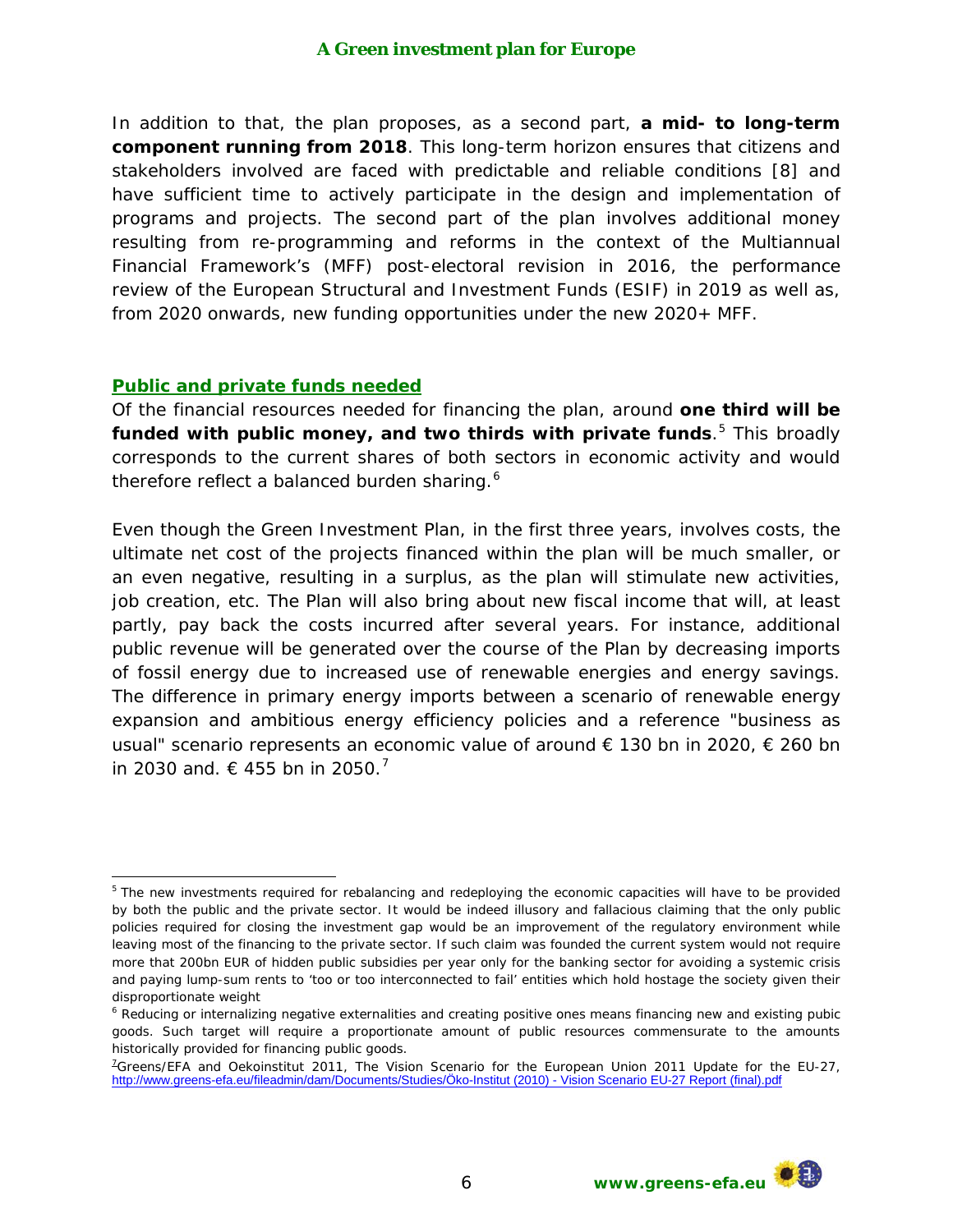In addition to that, the plan proposes, as a second part, **a mid- to long-term component running from 2018**. This long-term horizon ensures that citizens and stakeholders involved are faced with predictable and reliable conditions [8] and have sufficient time to actively participate in the design and implementation of programs and projects. The second part of the plan involves additional money resulting from re-programming and reforms in the context of the Multiannual Financial Framework's (MFF) post-electoral revision in 2016, the performance review of the European Structural and Investment Funds (ESIF) in 2019 as well as, from 2020 onwards, new funding opportunities under the new 2020+ MFF.

## Public and private funds needed

Of the financial resources needed for financing the plan, around **one third will be funded with public money, and two thirds with private funds**.[5] This broadly corresponds to the current shares of both sectors in economic activity and would therefore reflect a balanced burden sharing.[6]

Even though the Green Investment Plan, in the first three years, involves costs, the ultimate net cost of the projects financed within the plan will be much smaller, or an even negative, resulting in a surplus, as the plan will stimulate new activities, job creation, etc. The Plan will also bring about new fiscal income that will, at least partly, pay back the costs incurred after several years. For instance, additional public revenue will be generated over the course of the Plan by decreasing imports of fossil energy due to increased use of renewable energies and energy savings. The difference in primary energy imports between a scenario of renewable energy expansion and ambitious energy efficiency policies and a reference "business as usual" scenario represents an economic value of around € 130 bn in 2020, € 260 bn in 2030 and. € 455 bn in 2050.[7]

---

[5] The new investments required for rebalancing and redeploying the economic capacities will have to be provided by both the public and the private sector. It would be indeed illusory and fallacious claiming that the only public policies required for closing the investment gap would be an improvement of the regulatory environment while leaving most of the financing to the private sector. If such claim was founded the current system would not require more that 200bn EUR of hidden public subsidies per year only for the banking sector for avoiding a systemic crisis and paying lump-sum rents to 'too or too interconnected to fail' entities which hold hostage the society given their disproportionate weight

[6] Reducing or internalizing negative externalities and creating positive ones means financing new and existing pubic goods. Such target will require a proportionate amount of public resources commensurate to the amounts historically provided for financing public goods.

[7] Greens/EFA and Oekoinstitut 2011, The Vision Scenario for the European Union 2011 Update for the EU-27, http://www.greens-efa.eu/fileadmin/dam/Documents/Studies/Öko-Institut (2010) - Vision Scenario EU-27 Report (final).pdf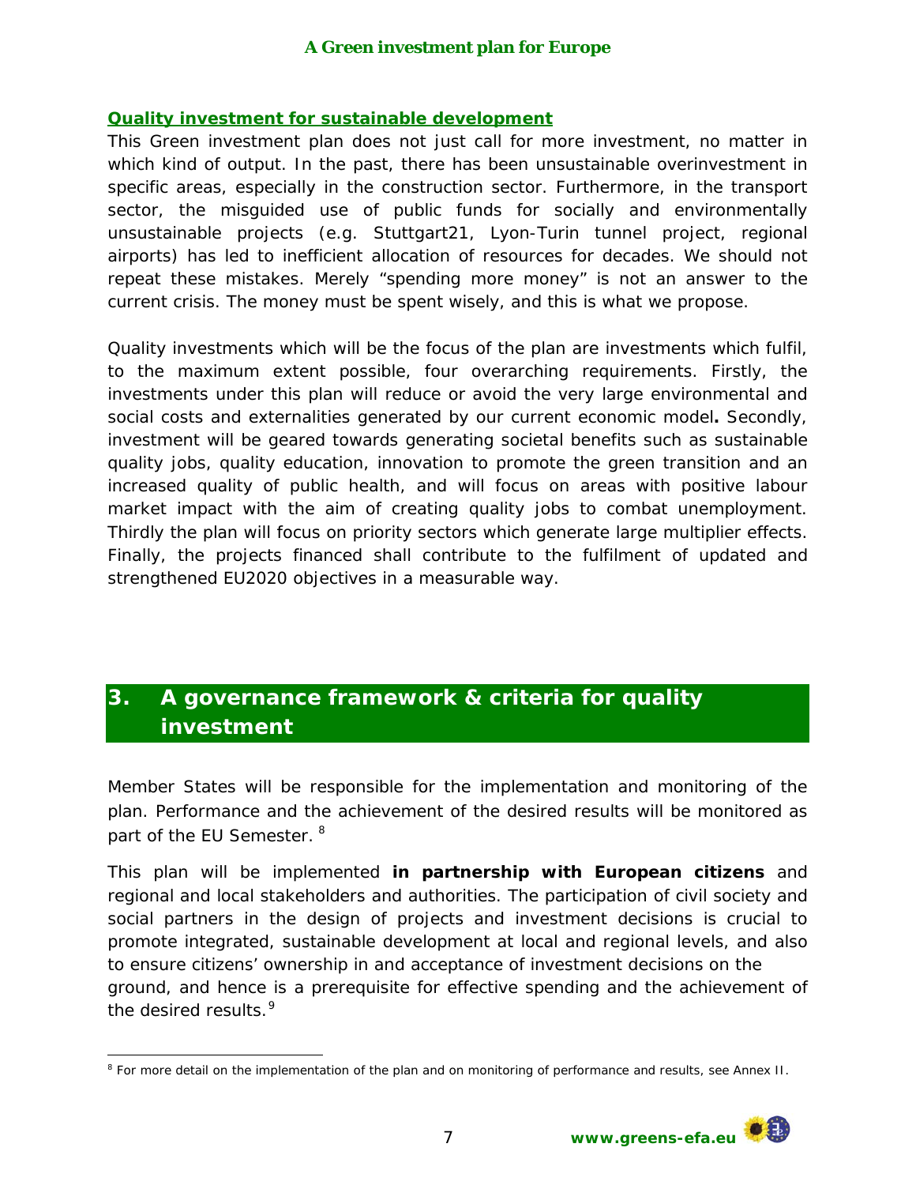**Quality investment for sustainable development**

This Green investment plan does not just call for more investment, no matter in which kind of output. In the past, there has been unsustainable overinvestment in specific areas, especially in the construction sector. Furthermore, in the transport sector, the misguided use of public funds for socially and environmentally unsustainable projects (e.g. Stuttgart21, Lyon-Turin tunnel project, regional airports) has led to inefficient allocation of resources for decades. We should not repeat these mistakes. Merely "spending more money" is not an answer to the current crisis. The money must be spent wisely, and this is what we propose.

Quality investments which will be the focus of the plan are investments which fulfil, to the maximum extent possible, four overarching requirements. Firstly, the investments under this plan will reduce or avoid the very large environmental and social costs and externalities generated by our current economic model**.** Secondly, investment will be geared towards generating societal benefits such as sustainable quality jobs, quality education, innovation to promote the green transition and an increased quality of public health, and will focus on areas with positive labour market impact with the aim of creating quality jobs to combat unemployment. Thirdly the plan will focus on priority sectors which generate large multiplier effects. Finally, the projects financed shall contribute to the fulfilment of updated and strengthened EU2020 objectives in a measurable way.

## 3. A governance framework & criteria for quality investment

Member States will be responsible for the implementation and monitoring of the plan. Performance and the achievement of the desired results will be monitored as part of the EU Semester. [8]

This plan will be implemented **in partnership with European citizens** and regional and local stakeholders and authorities. The participation of civil society and social partners in the design of projects and investment decisions is crucial to promote integrated, sustainable development at local and regional levels, and also to ensure citizens' ownership in and acceptance of investment decisions on the ground, and hence is a prerequisite for effective spending and the achievement of the desired results. [9]

[8] For more detail on the implementation of the plan and on monitoring of performance and results, see Annex II.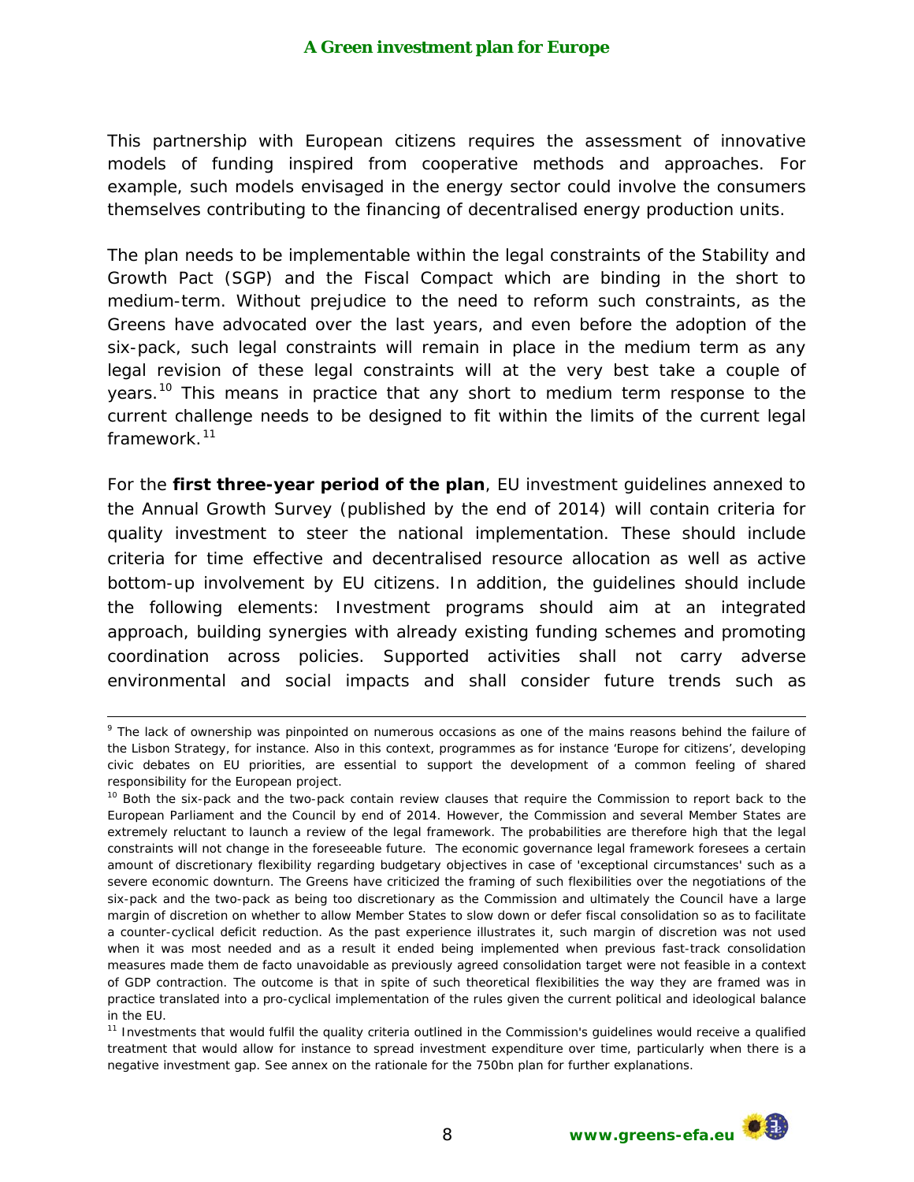This partnership with European citizens requires the assessment of innovative models of funding inspired from cooperative methods and approaches. For example, such models envisaged in the energy sector could involve the consumers themselves contributing to the financing of decentralised energy production units.

The plan needs to be implementable within the legal constraints of the Stability and Growth Pact (SGP) and the Fiscal Compact which are binding in the short to medium-term. Without prejudice to the need to reform such constraints, as the Greens have advocated over the last years, and even before the adoption of the six-pack, such legal constraints will remain in place in the medium term as any legal revision of these legal constraints will at the very best take a couple of years.[10] This means in practice that any short to medium term response to the current challenge needs to be designed to fit within the limits of the current legal framework.[11]

For the **first three-year period of the plan**, EU investment guidelines annexed to the Annual Growth Survey (published by the end of 2014) will contain criteria for quality investment to steer the national implementation. These should include criteria for time effective and decentralised resource allocation as well as active bottom-up involvement by EU citizens. In addition, the guidelines should include the following elements: Investment programs should aim at an integrated approach, building synergies with already existing funding schemes and promoting coordination across policies. Supported activities shall not carry adverse environmental and social impacts and shall consider future trends such as

---

[9] The lack of ownership was pinpointed on numerous occasions as one of the mains reasons behind the failure of the Lisbon Strategy, for instance. Also in this context, programmes as for instance 'Europe for citizens', developing civic debates on EU priorities, are essential to support the development of a common feeling of shared responsibility for the European project.

[10] Both the six-pack and the two-pack contain review clauses that require the Commission to report back to the European Parliament and the Council by end of 2014. However, the Commission and several Member States are extremely reluctant to launch a review of the legal framework. The probabilities are therefore high that the legal constraints will not change in the foreseeable future. The economic governance legal framework foresees a certain amount of discretionary flexibility regarding budgetary objectives in case of 'exceptional circumstances' such as a severe economic downturn. The Greens have criticized the framing of such flexibilities over the negotiations of the six-pack and the two-pack as being too discretionary as the Commission and ultimately the Council have a large margin of discretion on whether to allow Member States to slow down or defer fiscal consolidation so as to facilitate a counter-cyclical deficit reduction. As the past experience illustrates it, such margin of discretion was not used when it was most needed and as a result it ended being implemented when previous fast-track consolidation measures made them de facto unavoidable as previously agreed consolidation target were not feasible in a context of GDP contraction. The outcome is that in spite of such theoretical flexibilities the way they are framed was in practice translated into a pro-cyclical implementation of the rules given the current political and ideological balance in the EU.

[11] Investments that would fulfil the quality criteria outlined in the Commission's guidelines would receive a qualified treatment that would allow for instance to spread investment expenditure over time, particularly when there is a negative investment gap. See annex on the rationale for the 750bn plan for further explanations.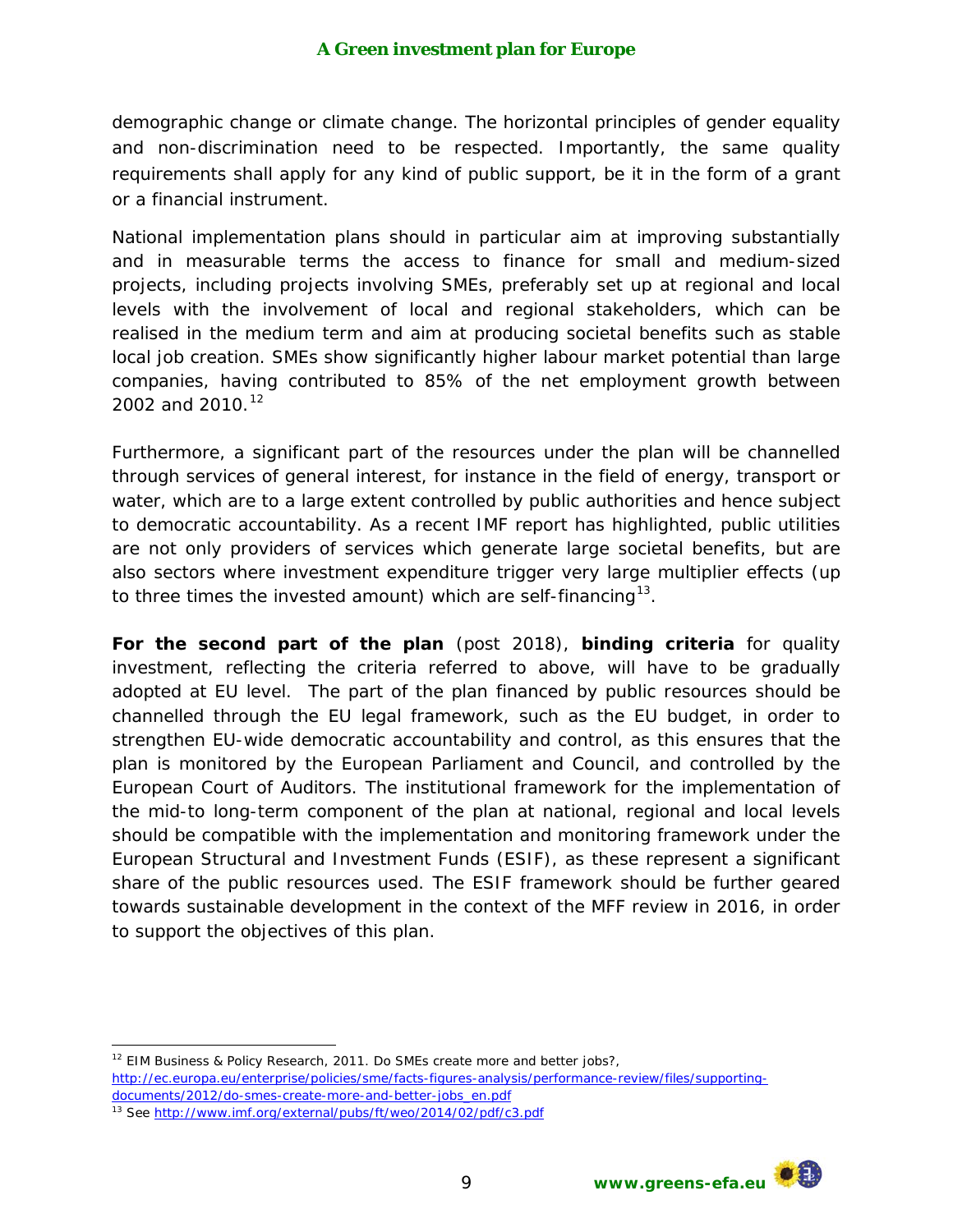demographic change or climate change. The horizontal principles of gender equality and non-discrimination need to be respected. Importantly, the same quality requirements shall apply for any kind of public support, be it in the form of a grant or a financial instrument.

National implementation plans should in particular aim at improving substantially and in measurable terms the access to finance for small and medium-sized projects, including projects involving SMEs, preferably set up at regional and local levels with the involvement of local and regional stakeholders, which can be realised in the medium term and aim at producing societal benefits such as stable local job creation. SMEs show significantly higher labour market potential than large companies, having contributed to 85% of the net employment growth between 2002 and 2010.[12]

Furthermore, a significant part of the resources under the plan will be channelled through services of general interest, for instance in the field of energy, transport or water, which are to a large extent controlled by public authorities and hence subject to democratic accountability. As a recent IMF report has highlighted, public utilities are not only providers of services which generate large societal benefits, but are also sectors where investment expenditure trigger very large multiplier effects (up to three times the invested amount) which are self-financing[13].

**For the second part of the plan** (post 2018), **binding criteria** for quality investment, reflecting the criteria referred to above, will have to be gradually adopted at EU level. The part of the plan financed by public resources should be channelled through the EU legal framework, such as the EU budget, in order to strengthen EU-wide democratic accountability and control, as this ensures that the plan is monitored by the European Parliament and Council, and controlled by the European Court of Auditors. The institutional framework for the implementation of the mid-to long-term component of the plan at national, regional and local levels should be compatible with the implementation and monitoring framework under the European Structural and Investment Funds (ESIF), as these represent a significant share of the public resources used. The ESIF framework should be further geared towards sustainable development in the context of the MFF review in 2016, in order to support the objectives of this plan.

---

[12] EIM Business & Policy Research, 2011. Do SMEs create more and better jobs?, http://ec.europa.eu/enterprise/policies/sme/facts-figures-analysis/performance-review/files/supporting-documents/2012/do-smes-create-more-and-better-jobs_en.pdf

[13] See http://www.imf.org/external/pubs/ft/weo/2014/02/pdf/c3.pdf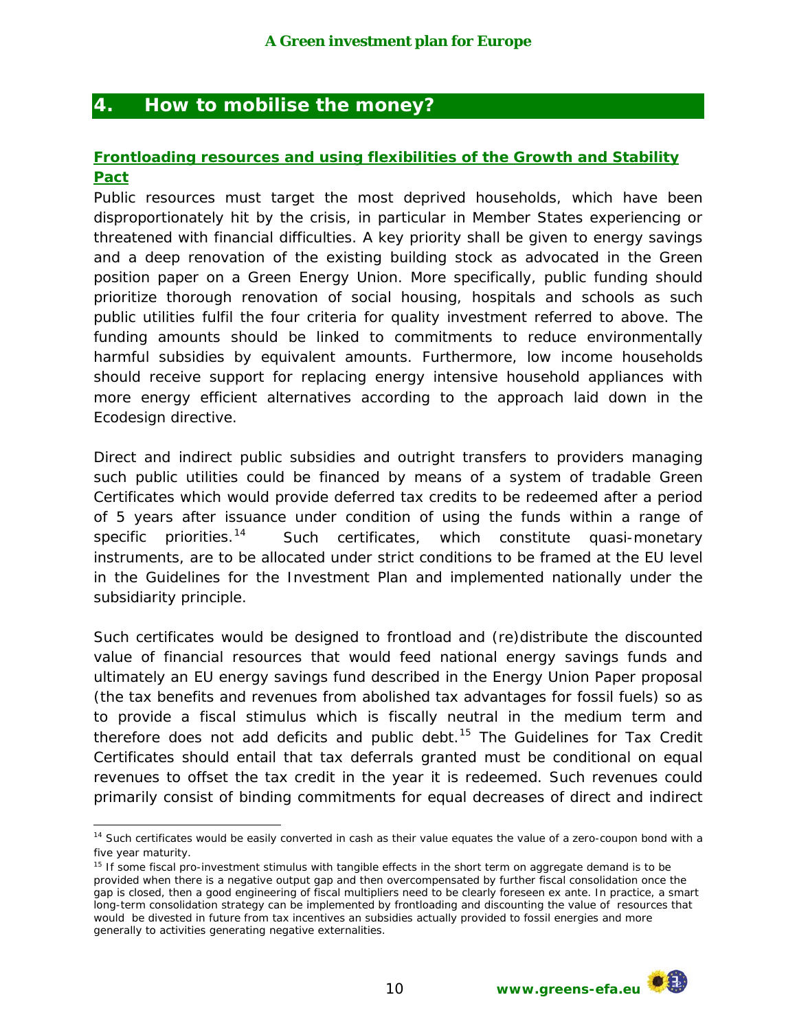## 4. How to mobilise the money?

**Frontloading resources and using flexibilities of the Growth and Stability Pact**

Public resources must target the most deprived households, which have been disproportionately hit by the crisis, in particular in Member States experiencing or threatened with financial difficulties. A key priority shall be given to energy savings and a deep renovation of the existing building stock as advocated in the Green position paper on a Green Energy Union. More specifically, public funding should prioritize thorough renovation of social housing, hospitals and schools as such public utilities fulfil the four criteria for quality investment referred to above. The funding amounts should be linked to commitments to reduce environmentally harmful subsidies by equivalent amounts. Furthermore, low income households should receive support for replacing energy intensive household appliances with more energy efficient alternatives according to the approach laid down in the Ecodesign directive.

Direct and indirect public subsidies and outright transfers to providers managing such public utilities could be financed by means of a system of tradable Green Certificates which would provide deferred tax credits to be redeemed after a period of 5 years after issuance under condition of using the funds within a range of specific priorities.[14] Such certificates, which constitute quasi-monetary instruments, are to be allocated under strict conditions to be framed at the EU level in the Guidelines for the Investment Plan and implemented nationally under the subsidiarity principle.

Such certificates would be designed to frontload and (re)distribute the discounted value of financial resources that would feed national energy savings funds and ultimately an EU energy savings fund described in the Energy Union Paper proposal (the tax benefits and revenues from abolished tax advantages for fossil fuels) so as to provide a fiscal stimulus which is fiscally neutral in the medium term and therefore does not add deficits and public debt.[15] The Guidelines for Tax Credit Certificates should entail that tax deferrals granted must be conditional on equal revenues to offset the tax credit in the year it is redeemed. Such revenues could primarily consist of binding commitments for equal decreases of direct and indirect

---

[14] Such certificates would be easily converted in cash as their value equates the value of a zero-coupon bond with a five year maturity.

[15] If some fiscal pro-investment stimulus with tangible effects in the short term on aggregate demand is to be provided when there is a negative output gap and then overcompensated by further fiscal consolidation once the gap is closed, then a good engineering of fiscal multipliers need to be clearly foreseen ex ante. In practice, a smart long-term consolidation strategy can be implemented by frontloading and discounting the value of resources that would be divested in future from tax incentives an subsidies actually provided to fossil energies and more generally to activities generating negative externalities.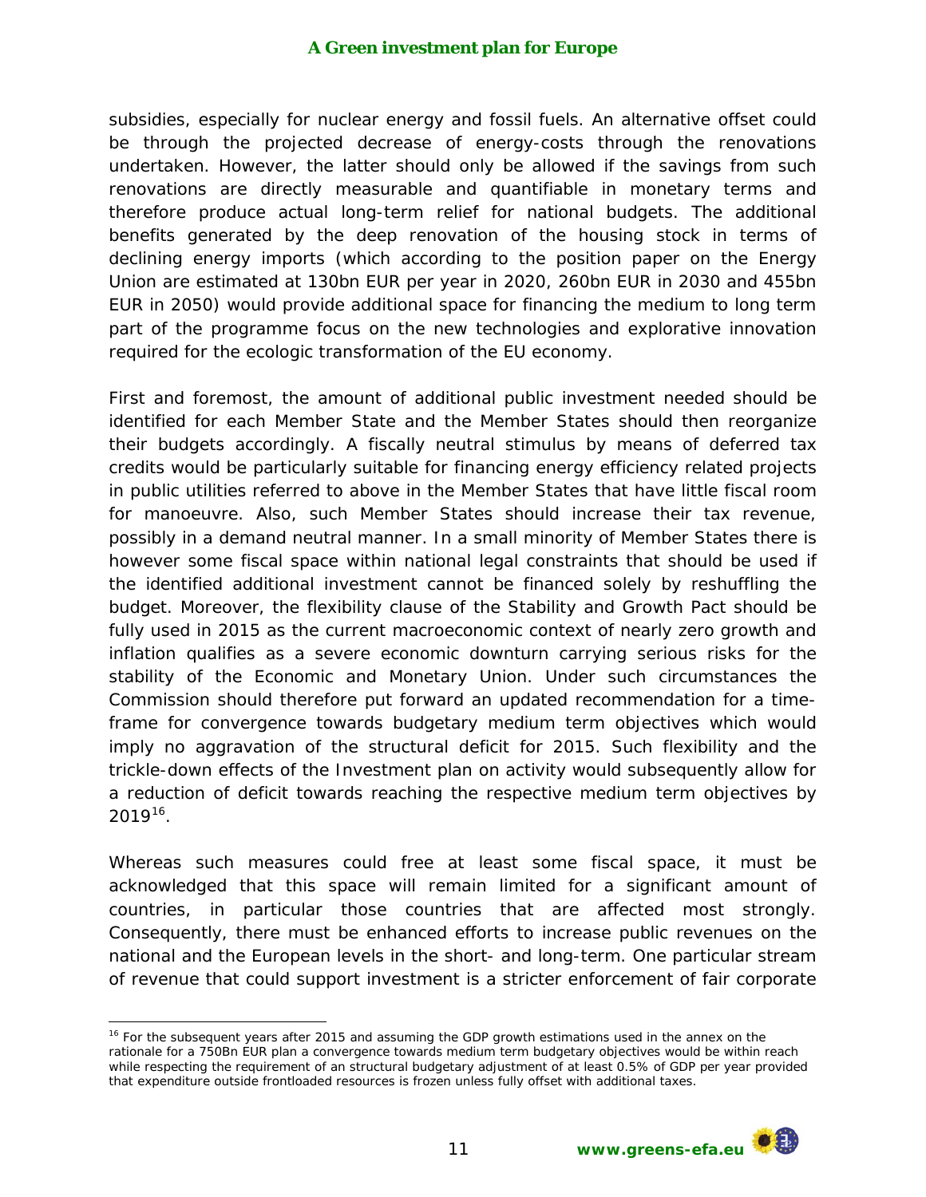subsidies, especially for nuclear energy and fossil fuels. An alternative offset could be through the projected decrease of energy-costs through the renovations undertaken. However, the latter should only be allowed if the savings from such renovations are directly measurable and quantifiable in monetary terms and therefore produce actual long-term relief for national budgets. The additional benefits generated by the deep renovation of the housing stock in terms of declining energy imports (which according to the position paper on the Energy Union are estimated at 130bn EUR per year in 2020, 260bn EUR in 2030 and 455bn EUR in 2050) would provide additional space for financing the medium to long term part of the programme focus on the new technologies and explorative innovation required for the ecologic transformation of the EU economy.

First and foremost, the amount of additional public investment needed should be identified for each Member State and the Member States should then reorganize their budgets accordingly. A fiscally neutral stimulus by means of deferred tax credits would be particularly suitable for financing energy efficiency related projects in public utilities referred to above in the Member States that have little fiscal room for manoeuvre. Also, such Member States should increase their tax revenue, possibly in a demand neutral manner. In a small minority of Member States there is however some fiscal space within national legal constraints that should be used if the identified additional investment cannot be financed solely by reshuffling the budget. Moreover, the flexibility clause of the Stability and Growth Pact should be fully used in 2015 as the current macroeconomic context of nearly zero growth and inflation qualifies as a severe economic downturn carrying serious risks for the stability of the Economic and Monetary Union. Under such circumstances the Commission should therefore put forward an updated recommendation for a time-frame for convergence towards budgetary medium term objectives which would imply no aggravation of the structural deficit for 2015. Such flexibility and the trickle-down effects of the Investment plan on activity would subsequently allow for a reduction of deficit towards reaching the respective medium term objectives by 2019[16].

Whereas such measures could free at least some fiscal space, it must be acknowledged that this space will remain limited for a significant amount of countries, in particular those countries that are affected most strongly. Consequently, there must be enhanced efforts to increase public revenues on the national and the European levels in the short- and long-term. One particular stream of revenue that could support investment is a stricter enforcement of fair corporate

[16] For the subsequent years after 2015 and assuming the GDP growth estimations used in the annex on the rationale for a 750Bn EUR plan a convergence towards medium term budgetary objectives would be within reach while respecting the requirement of an structural budgetary adjustment of at least 0.5% of GDP per year provided that expenditure outside frontloaded resources is frozen unless fully offset with additional taxes.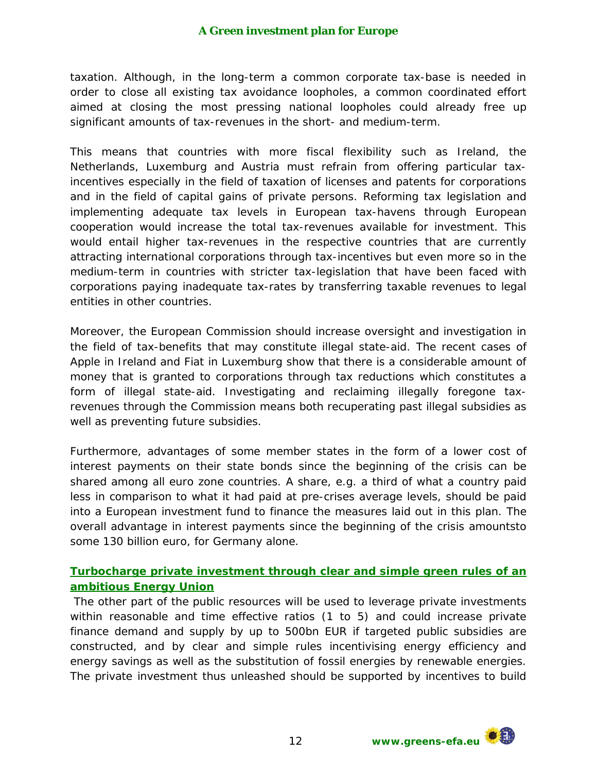taxation. Although, in the long-term a common corporate tax-base is needed in order to close all existing tax avoidance loopholes, a common coordinated effort aimed at closing the most pressing national loopholes could already free up significant amounts of tax-revenues in the short- and medium-term.

This means that countries with more fiscal flexibility such as Ireland, the Netherlands, Luxemburg and Austria must refrain from offering particular tax-incentives especially in the field of taxation of licenses and patents for corporations and in the field of capital gains of private persons. Reforming tax legislation and implementing adequate tax levels in European tax-havens through European cooperation would increase the total tax-revenues available for investment. This would entail higher tax-revenues in the respective countries that are currently attracting international corporations through tax-incentives but even more so in the medium-term in countries with stricter tax-legislation that have been faced with corporations paying inadequate tax-rates by transferring taxable revenues to legal entities in other countries.

Moreover, the European Commission should increase oversight and investigation in the field of tax-benefits that may constitute illegal state-aid. The recent cases of Apple in Ireland and Fiat in Luxemburg show that there is a considerable amount of money that is granted to corporations through tax reductions which constitutes a form of illegal state-aid. Investigating and reclaiming illegally foregone tax-revenues through the Commission means both recuperating past illegal subsidies as well as preventing future subsidies.

Furthermore, advantages of some member states in the form of a lower cost of interest payments on their state bonds since the beginning of the crisis can be shared among all euro zone countries. A share, e.g. a third of what a country paid less in comparison to what it had paid at pre-crises average levels, should be paid into a European investment fund to finance the measures laid out in this plan. The overall advantage in interest payments since the beginning of the crisis amountsto some 130 billion euro, for Germany alone.

## Turbocharge private investment through clear and simple green rules of an ambitious Energy Union

The other part of the public resources will be used to leverage private investments within reasonable and time effective ratios (1 to 5) and could increase private finance demand and supply by up to 500bn EUR if targeted public subsidies are constructed, and by clear and simple rules incentivising energy efficiency and energy savings as well as the substitution of fossil energies by renewable energies. The private investment thus unleashed should be supported by incentives to build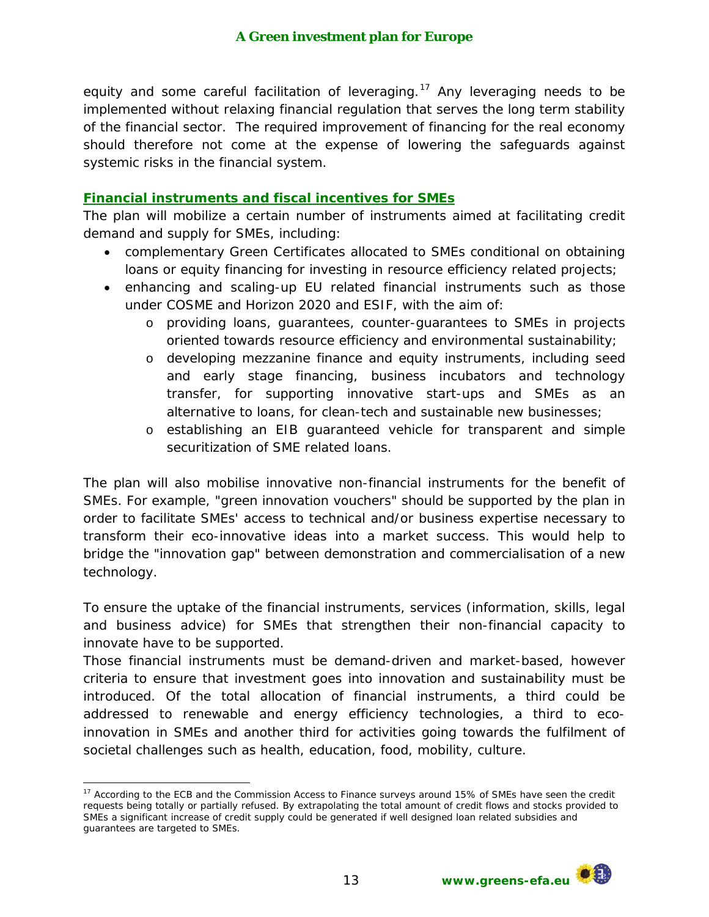equity and some careful facilitation of leveraging.[17] Any leveraging needs to be implemented without relaxing financial regulation that serves the long term stability of the financial sector. The required improvement of financing for the real economy should therefore not come at the expense of lowering the safeguards against systemic risks in the financial system.

## Financial instruments and fiscal incentives for SMEs

The plan will mobilize a certain number of instruments aimed at facilitating credit demand and supply for SMEs, including:

- complementary Green Certificates allocated to SMEs conditional on obtaining loans or equity financing for investing in resource efficiency related projects;
- enhancing and scaling-up EU related financial instruments such as those under COSME and Horizon 2020 and ESIF, with the aim of:
  - providing loans, guarantees, counter-guarantees to SMEs in projects oriented towards resource efficiency and environmental sustainability;
  - developing mezzanine finance and equity instruments, including seed and early stage financing, business incubators and technology transfer, for supporting innovative start-ups and SMEs as an alternative to loans, for clean-tech and sustainable new businesses;
  - establishing an EIB guaranteed vehicle for transparent and simple securitization of SME related loans.

The plan will also mobilise innovative non-financial instruments for the benefit of SMEs. For example, "green innovation vouchers" should be supported by the plan in order to facilitate SMEs' access to technical and/or business expertise necessary to transform their eco-innovative ideas into a market success. This would help to bridge the "innovation gap" between demonstration and commercialisation of a new technology.

To ensure the uptake of the financial instruments, services (information, skills, legal and business advice) for SMEs that strengthen their non-financial capacity to innovate have to be supported.

Those financial instruments must be demand-driven and market-based, however criteria to ensure that investment goes into innovation and sustainability must be introduced. Of the total allocation of financial instruments, a third could be addressed to renewable and energy efficiency technologies, a third to eco-innovation in SMEs and another third for activities going towards the fulfilment of societal challenges such as health, education, food, mobility, culture.

---

[17] According to the ECB and the Commission Access to Finance surveys around 15% of SMEs have seen the credit requests being totally or partially refused. By extrapolating the total amount of credit flows and stocks provided to SMEs a significant increase of credit supply could be generated if well designed loan related subsidies and guarantees are targeted to SMEs.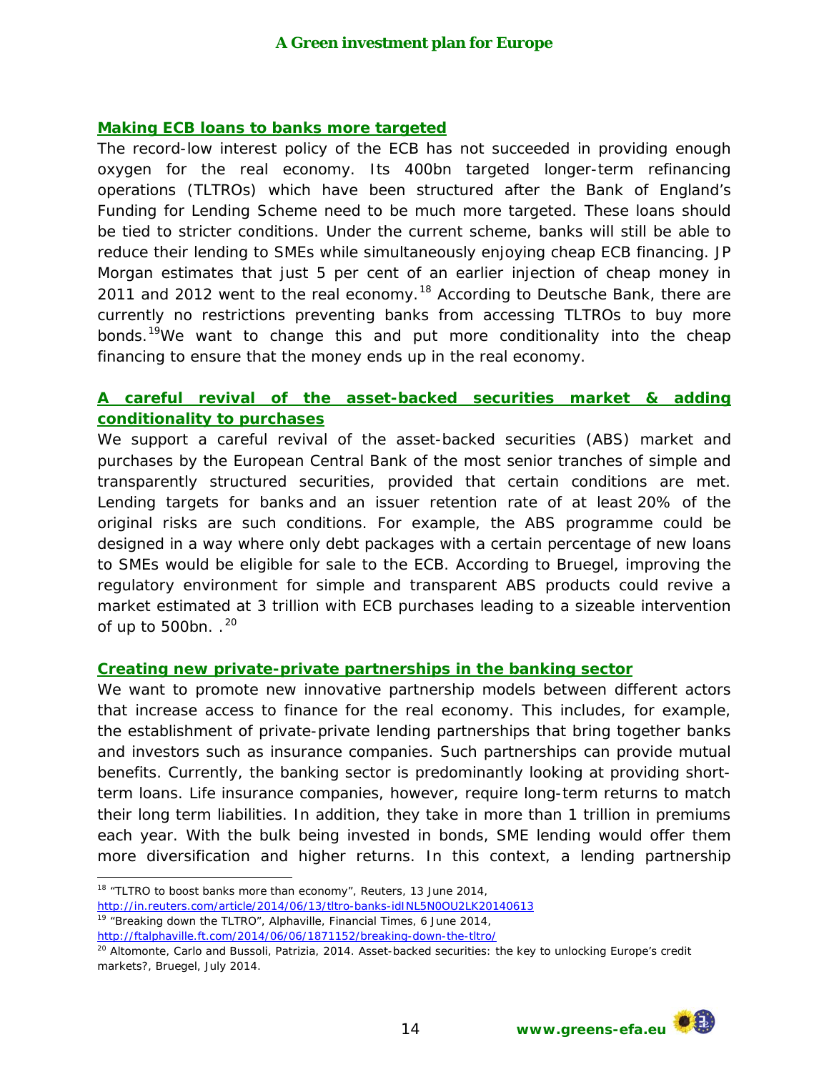## Making ECB loans to banks more targeted

The record-low interest policy of the ECB has not succeeded in providing enough oxygen for the real economy. Its 400bn targeted longer-term refinancing operations (TLTROs) which have been structured after the Bank of England's Funding for Lending Scheme need to be much more targeted. These loans should be tied to stricter conditions. Under the current scheme, banks will still be able to reduce their lending to SMEs while simultaneously enjoying cheap ECB financing. JP Morgan estimates that just 5 per cent of an earlier injection of cheap money in 2011 and 2012 went to the real economy.[18] According to Deutsche Bank, there are currently no restrictions preventing banks from accessing TLTROs to buy more bonds.[19]We want to change this and put more conditionality into the cheap financing to ensure that the money ends up in the real economy.

## A careful revival of the asset-backed securities market & adding conditionality to purchases

We support a careful revival of the asset-backed securities (ABS) market and purchases by the European Central Bank of the most senior tranches of simple and transparently structured securities, provided that certain conditions are met. Lending targets for banks and an issuer retention rate of at least 20% of the original risks are such conditions. For example, the ABS programme could be designed in a way where only debt packages with a certain percentage of new loans to SMEs would be eligible for sale to the ECB. According to Bruegel, improving the regulatory environment for simple and transparent ABS products could revive a market estimated at 3 trillion with ECB purchases leading to a sizeable intervention of up to 500bn. .[20]

## Creating new private-private partnerships in the banking sector

We want to promote new innovative partnership models between different actors that increase access to finance for the real economy. This includes, for example, the establishment of private-private lending partnerships that bring together banks and investors such as insurance companies. Such partnerships can provide mutual benefits. Currently, the banking sector is predominantly looking at providing short-term loans. Life insurance companies, however, require long-term returns to match their long term liabilities. In addition, they take in more than 1 trillion in premiums each year. With the bulk being invested in bonds, SME lending would offer them more diversification and higher returns. In this context, a lending partnership

---

[18] "TLTRO to boost banks more than economy", Reuters, 13 June 2014, http://in.reuters.com/article/2014/06/13/tltro-banks-idINL5N0OU2LK20140613

[19] "Breaking down the TLTRO", Alphaville, Financial Times, 6 June 2014, http://ftalphaville.ft.com/2014/06/06/1871152/breaking-down-the-tltro/

[20] Altomonte, Carlo and Bussoli, Patrizia, 2014. Asset-backed securities: the key to unlocking Europe's credit markets?, Bruegel, July 2014.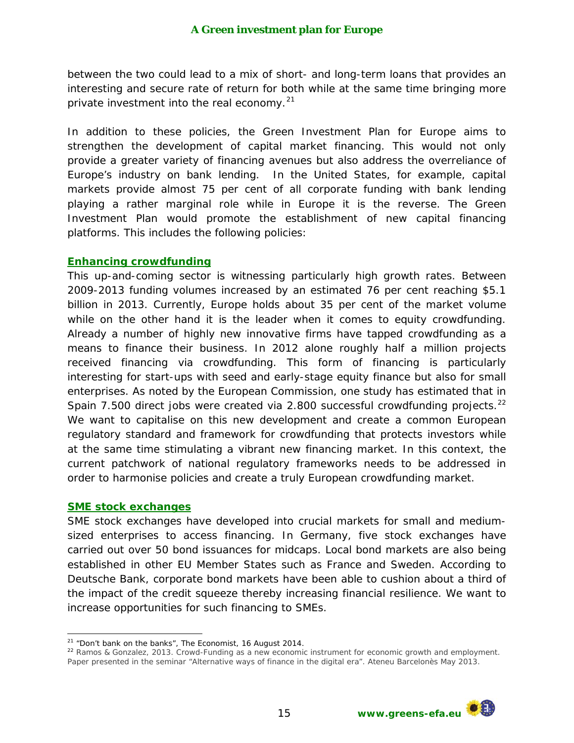between the two could lead to a mix of short- and long-term loans that provides an interesting and secure rate of return for both while at the same time bringing more private investment into the real economy.[21]

In addition to these policies, the Green Investment Plan for Europe aims to strengthen the development of capital market financing. This would not only provide a greater variety of financing avenues but also address the overreliance of Europe's industry on bank lending. In the United States, for example, capital markets provide almost 75 per cent of all corporate funding with bank lending playing a rather marginal role while in Europe it is the reverse. The Green Investment Plan would promote the establishment of new capital financing platforms. This includes the following policies:

### Enhancing crowdfunding

This up-and-coming sector is witnessing particularly high growth rates. Between 2009-2013 funding volumes increased by an estimated 76 per cent reaching $5.1 billion in 2013. Currently, Europe holds about 35 per cent of the market volume while on the other hand it is the leader when it comes to equity crowdfunding. Already a number of highly new innovative firms have tapped crowdfunding as a means to finance their business. In 2012 alone roughly half a million projects received financing via crowdfunding. This form of financing is particularly interesting for start-ups with seed and early-stage equity finance but also for small enterprises. As noted by the European Commission, one study has estimated that in Spain 7.500 direct jobs were created via 2.800 successful crowdfunding projects.[22] We want to capitalise on this new development and create a common European regulatory standard and framework for crowdfunding that protects investors while at the same time stimulating a vibrant new financing market. In this context, the current patchwork of national regulatory frameworks needs to be addressed in order to harmonise policies and create a truly European crowdfunding market.

### SME stock exchanges

SME stock exchanges have developed into crucial markets for small and medium-sized enterprises to access financing. In Germany, five stock exchanges have carried out over 50 bond issuances for midcaps. Local bond markets are also being established in other EU Member States such as France and Sweden. According to Deutsche Bank, corporate bond markets have been able to cushion about a third of the impact of the credit squeeze thereby increasing financial resilience. We want to increase opportunities for such financing to SMEs.

[21] "Don't bank on the banks", The Economist, 16 August 2014.

[22] Ramos & Gonzalez, 2013. Crowd-Funding as a new economic instrument for economic growth and employment. Paper presented in the seminar "Alternative ways of finance in the digital era". Ateneu Barcelonès May 2013.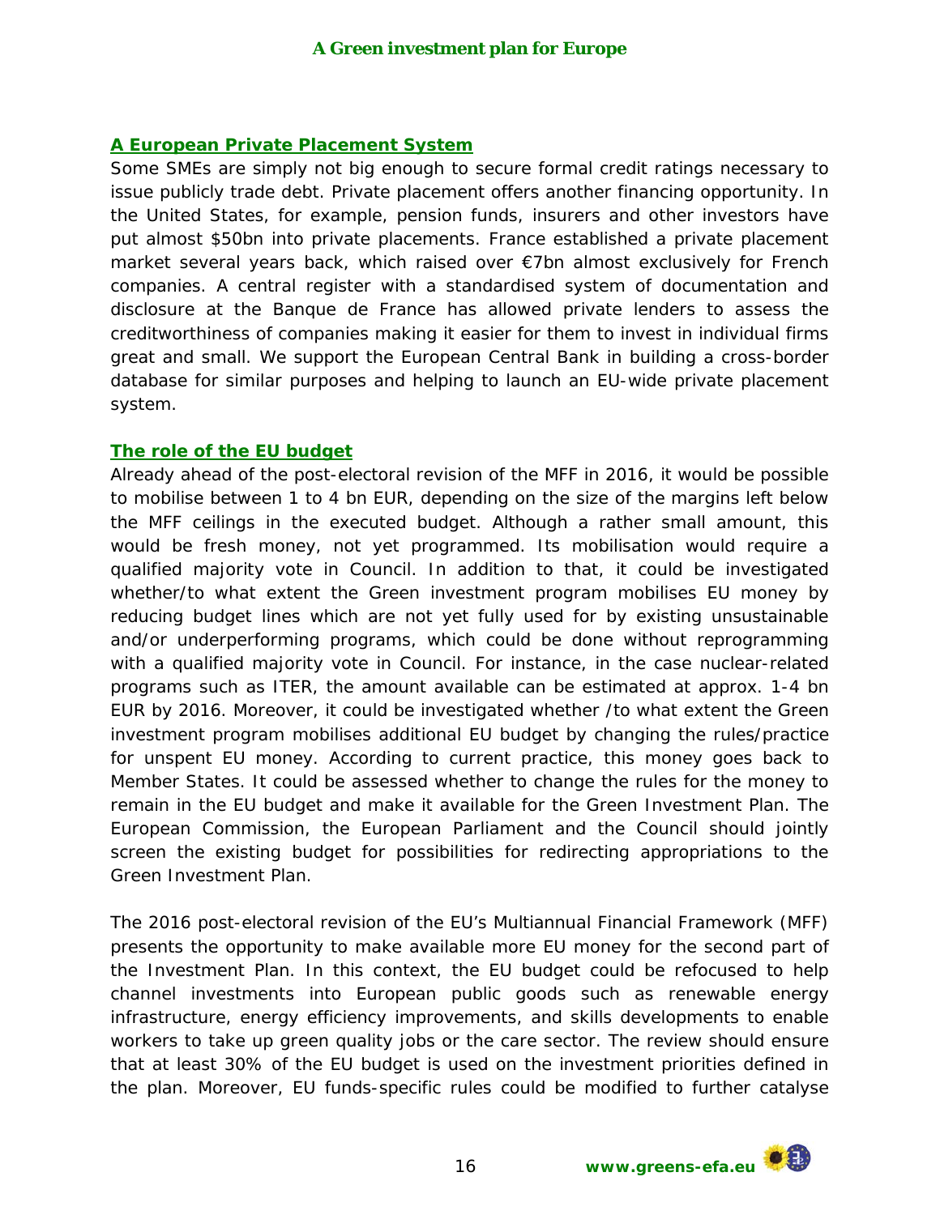### A European Private Placement System

Some SMEs are simply not big enough to secure formal credit ratings necessary to issue publicly trade debt. Private placement offers another financing opportunity. In the United States, for example, pension funds, insurers and other investors have put almost $50bn into private placements. France established a private placement market several years back, which raised over €7bn almost exclusively for French companies. A central register with a standardised system of documentation and disclosure at the Banque de France has allowed private lenders to assess the creditworthiness of companies making it easier for them to invest in individual firms great and small. We support the European Central Bank in building a cross-border database for similar purposes and helping to launch an EU-wide private placement system.

### The role of the EU budget

Already ahead of the post-electoral revision of the MFF in 2016, it would be possible to mobilise between 1 to 4 bn EUR, depending on the size of the margins left below the MFF ceilings in the executed budget. Although a rather small amount, this would be fresh money, not yet programmed. Its mobilisation would require a qualified majority vote in Council. In addition to that, it could be investigated whether/to what extent the Green investment program mobilises EU money by reducing budget lines which are not yet fully used for by existing unsustainable and/or underperforming programs, which could be done without reprogramming with a qualified majority vote in Council. For instance, in the case nuclear-related programs such as ITER, the amount available can be estimated at approx. 1-4 bn EUR by 2016. Moreover, it could be investigated whether /to what extent the Green investment program mobilises additional EU budget by changing the rules/practice for unspent EU money. According to current practice, this money goes back to Member States. It could be assessed whether to change the rules for the money to remain in the EU budget and make it available for the Green Investment Plan. The European Commission, the European Parliament and the Council should jointly screen the existing budget for possibilities for redirecting appropriations to the Green Investment Plan.

The 2016 post-electoral revision of the EU's Multiannual Financial Framework (MFF) presents the opportunity to make available more EU money for the second part of the Investment Plan. In this context, the EU budget could be refocused to help channel investments into European public goods such as renewable energy infrastructure, energy efficiency improvements, and skills developments to enable workers to take up green quality jobs or the care sector. The review should ensure that at least 30% of the EU budget is used on the investment priorities defined in the plan. Moreover, EU funds-specific rules could be modified to further catalyse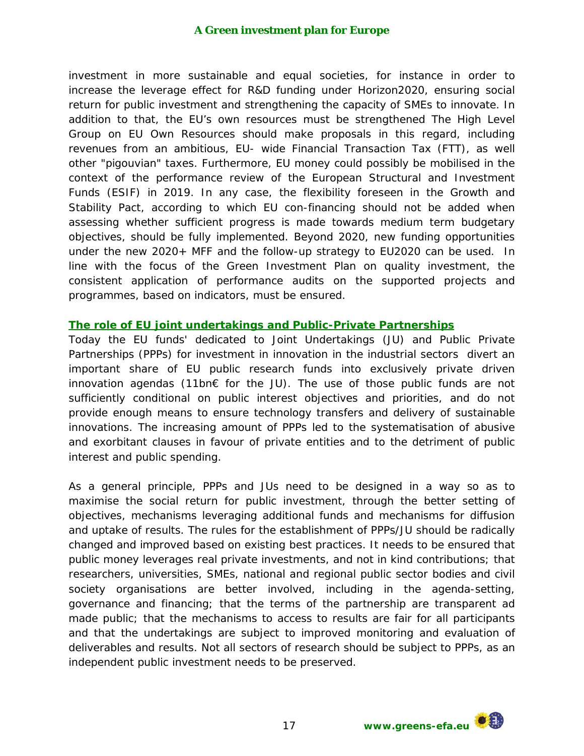investment in more sustainable and equal societies, for instance in order to increase the leverage effect for R&D funding under Horizon2020, ensuring social return for public investment and strengthening the capacity of SMEs to innovate. In addition to that, the EU's own resources must be strengthened The High Level Group on EU Own Resources should make proposals in this regard, including revenues from an ambitious, EU- wide Financial Transaction Tax (FTT), as well other "pigouvian" taxes. Furthermore, EU money could possibly be mobilised in the context of the performance review of the European Structural and Investment Funds (ESIF) in 2019. In any case, the flexibility foreseen in the Growth and Stability Pact, according to which EU con-financing should not be added when assessing whether sufficient progress is made towards medium term budgetary objectives, should be fully implemented. Beyond 2020, new funding opportunities under the new 2020+ MFF and the follow-up strategy to EU2020 can be used. In line with the focus of the Green Investment Plan on quality investment, the consistent application of performance audits on the supported projects and programmes, based on indicators, must be ensured.

## The role of EU joint undertakings and Public-Private Partnerships

Today the EU funds' dedicated to Joint Undertakings (JU) and Public Private Partnerships (PPPs) for investment in innovation in the industrial sectors divert an important share of EU public research funds into exclusively private driven innovation agendas (11bn€ for the JU). The use of those public funds are not sufficiently conditional on public interest objectives and priorities, and do not provide enough means to ensure technology transfers and delivery of sustainable innovations. The increasing amount of PPPs led to the systematisation of abusive and exorbitant clauses in favour of private entities and to the detriment of public interest and public spending.

As a general principle, PPPs and JUs need to be designed in a way so as to maximise the social return for public investment, through the better setting of objectives, mechanisms leveraging additional funds and mechanisms for diffusion and uptake of results. The rules for the establishment of PPPs/JU should be radically changed and improved based on existing best practices. It needs to be ensured that public money leverages real private investments, and not in kind contributions; that researchers, universities, SMEs, national and regional public sector bodies and civil society organisations are better involved, including in the agenda-setting, governance and financing; that the terms of the partnership are transparent ad made public; that the mechanisms to access to results are fair for all participants and that the undertakings are subject to improved monitoring and evaluation of deliverables and results. Not all sectors of research should be subject to PPPs, as an independent public investment needs to be preserved.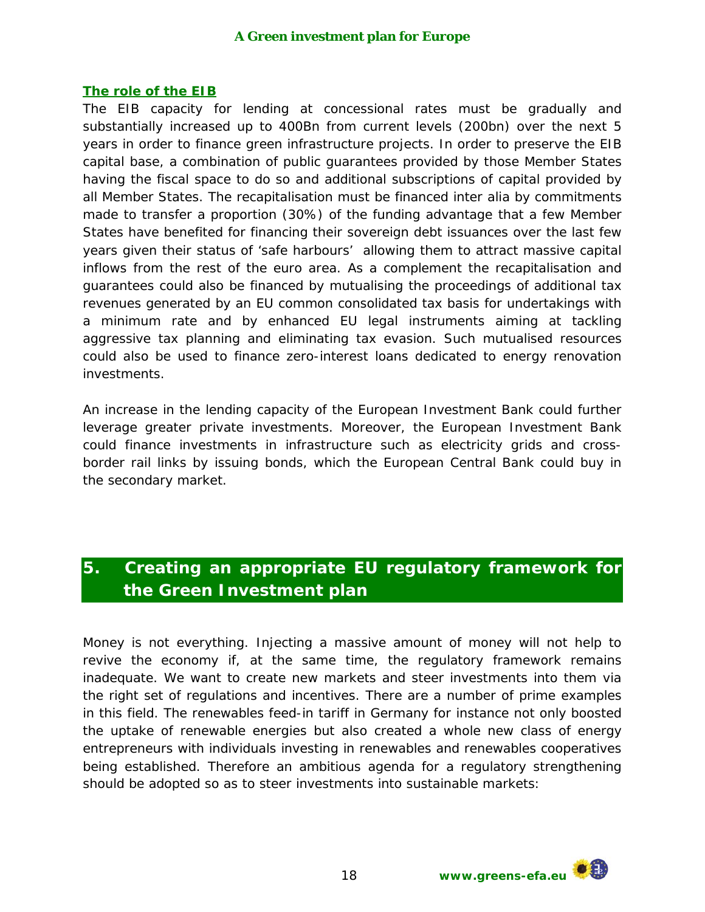### The role of the EIB

The EIB capacity for lending at concessional rates must be gradually and substantially increased up to 400Bn from current levels (200bn) over the next 5 years in order to finance green infrastructure projects. In order to preserve the EIB capital base, a combination of public guarantees provided by those Member States having the fiscal space to do so and additional subscriptions of capital provided by all Member States. The recapitalisation must be financed inter alia by commitments made to transfer a proportion (30%) of the funding advantage that a few Member States have benefited for financing their sovereign debt issuances over the last few years given their status of 'safe harbours' allowing them to attract massive capital inflows from the rest of the euro area. As a complement the recapitalisation and guarantees could also be financed by mutualising the proceedings of additional tax revenues generated by an EU common consolidated tax basis for undertakings with a minimum rate and by enhanced EU legal instruments aiming at tackling aggressive tax planning and eliminating tax evasion. Such mutualised resources could also be used to finance zero-interest loans dedicated to energy renovation investments.

An increase in the lending capacity of the European Investment Bank could further leverage greater private investments. Moreover, the European Investment Bank could finance investments in infrastructure such as electricity grids and cross-border rail links by issuing bonds, which the European Central Bank could buy in the secondary market.

## 5. Creating an appropriate EU regulatory framework for the Green Investment plan

Money is not everything. Injecting a massive amount of money will not help to revive the economy if, at the same time, the regulatory framework remains inadequate. We want to create new markets and steer investments into them via the right set of regulations and incentives. There are a number of prime examples in this field. The renewables feed-in tariff in Germany for instance not only boosted the uptake of renewable energies but also created a whole new class of energy entrepreneurs with individuals investing in renewables and renewables cooperatives being established. Therefore an ambitious agenda for a regulatory strengthening should be adopted so as to steer investments into sustainable markets: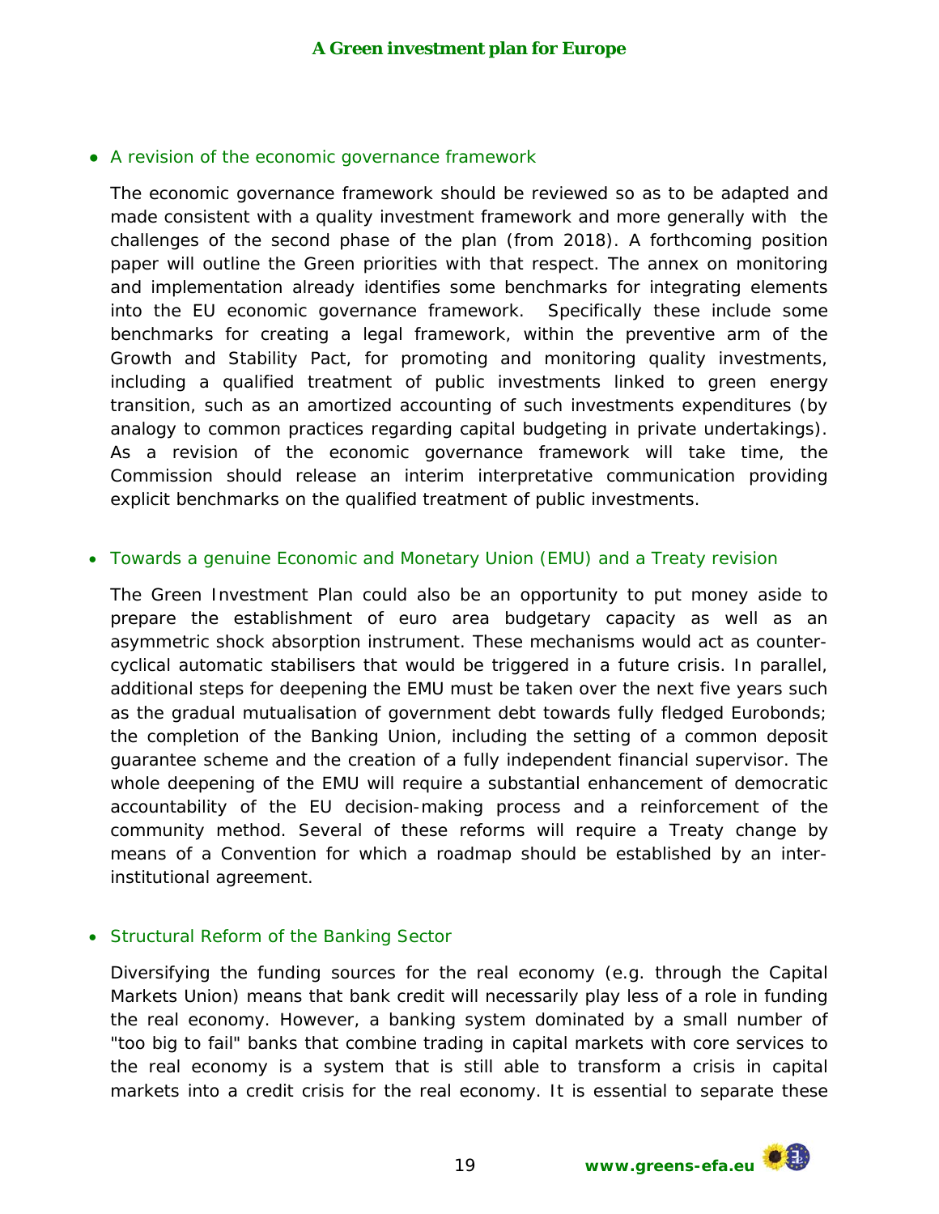- A revision of the economic governance framework

  The economic governance framework should be reviewed so as to be adapted and made consistent with a quality investment framework and more generally with the challenges of the second phase of the plan (from 2018). A forthcoming position paper will outline the Green priorities with that respect. The annex on monitoring and implementation already identifies some benchmarks for integrating elements into the EU economic governance framework. Specifically these include some benchmarks for creating a legal framework, within the preventive arm of the Growth and Stability Pact, for promoting and monitoring quality investments, including a qualified treatment of public investments linked to green energy transition, such as an amortized accounting of such investments expenditures (by analogy to common practices regarding capital budgeting in private undertakings). As a revision of the economic governance framework will take time, the Commission should release an interim interpretative communication providing explicit benchmarks on the qualified treatment of public investments.

- Towards a genuine Economic and Monetary Union (EMU) and a Treaty revision

  The Green Investment Plan could also be an opportunity to put money aside to prepare the establishment of euro area budgetary capacity as well as an asymmetric shock absorption instrument. These mechanisms would act as counter-cyclical automatic stabilisers that would be triggered in a future crisis. In parallel, additional steps for deepening the EMU must be taken over the next five years such as the gradual mutualisation of government debt towards fully fledged Eurobonds; the completion of the Banking Union, including the setting of a common deposit guarantee scheme and the creation of a fully independent financial supervisor. The whole deepening of the EMU will require a substantial enhancement of democratic accountability of the EU decision-making process and a reinforcement of the community method. Several of these reforms will require a Treaty change by means of a Convention for which a roadmap should be established by an inter-institutional agreement.

- Structural Reform of the Banking Sector

  Diversifying the funding sources for the real economy (e.g. through the Capital Markets Union) means that bank credit will necessarily play less of a role in funding the real economy. However, a banking system dominated by a small number of "too big to fail" banks that combine trading in capital markets with core services to the real economy is a system that is still able to transform a crisis in capital markets into a credit crisis for the real economy. It is essential to separate these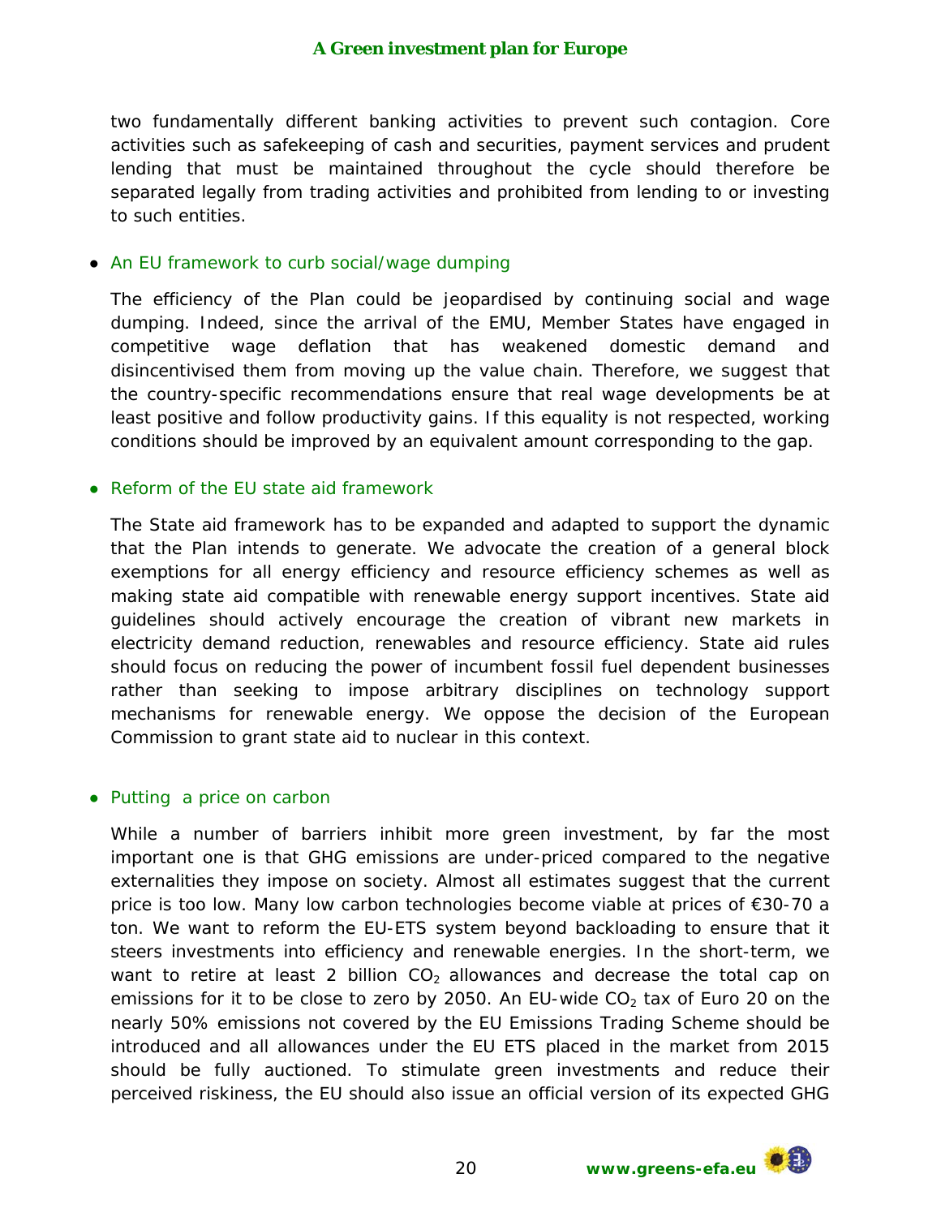two fundamentally different banking activities to prevent such contagion. Core activities such as safekeeping of cash and securities, payment services and prudent lending that must be maintained throughout the cycle should therefore be separated legally from trading activities and prohibited from lending to or investing to such entities.

- An EU framework to curb social/wage dumping

The efficiency of the Plan could be jeopardised by continuing social and wage dumping. Indeed, since the arrival of the EMU, Member States have engaged in competitive wage deflation that has weakened domestic demand and disincentivised them from moving up the value chain. Therefore, we suggest that the country-specific recommendations ensure that real wage developments be at least positive and follow productivity gains. If this equality is not respected, working conditions should be improved by an equivalent amount corresponding to the gap.

- Reform of the EU state aid framework

The State aid framework has to be expanded and adapted to support the dynamic that the Plan intends to generate. We advocate the creation of a general block exemptions for all energy efficiency and resource efficiency schemes as well as making state aid compatible with renewable energy support incentives. State aid guidelines should actively encourage the creation of vibrant new markets in electricity demand reduction, renewables and resource efficiency. State aid rules should focus on reducing the power of incumbent fossil fuel dependent businesses rather than seeking to impose arbitrary disciplines on technology support mechanisms for renewable energy. We oppose the decision of the European Commission to grant state aid to nuclear in this context.

- Putting a price on carbon

While a number of barriers inhibit more green investment, by far the most important one is that GHG emissions are under-priced compared to the negative externalities they impose on society. Almost all estimates suggest that the current price is too low. Many low carbon technologies become viable at prices of €30-70 a ton. We want to reform the EU-ETS system beyond backloading to ensure that it steers investments into efficiency and renewable energies. In the short-term, we want to retire at least 2 billion $CO_2$ allowances and decrease the total cap on emissions for it to be close to zero by 2050. An EU-wide $CO_2$ tax of Euro 20 on the nearly 50% emissions not covered by the EU Emissions Trading Scheme should be introduced and all allowances under the EU ETS placed in the market from 2015 should be fully auctioned. To stimulate green investments and reduce their perceived riskiness, the EU should also issue an official version of its expected GHG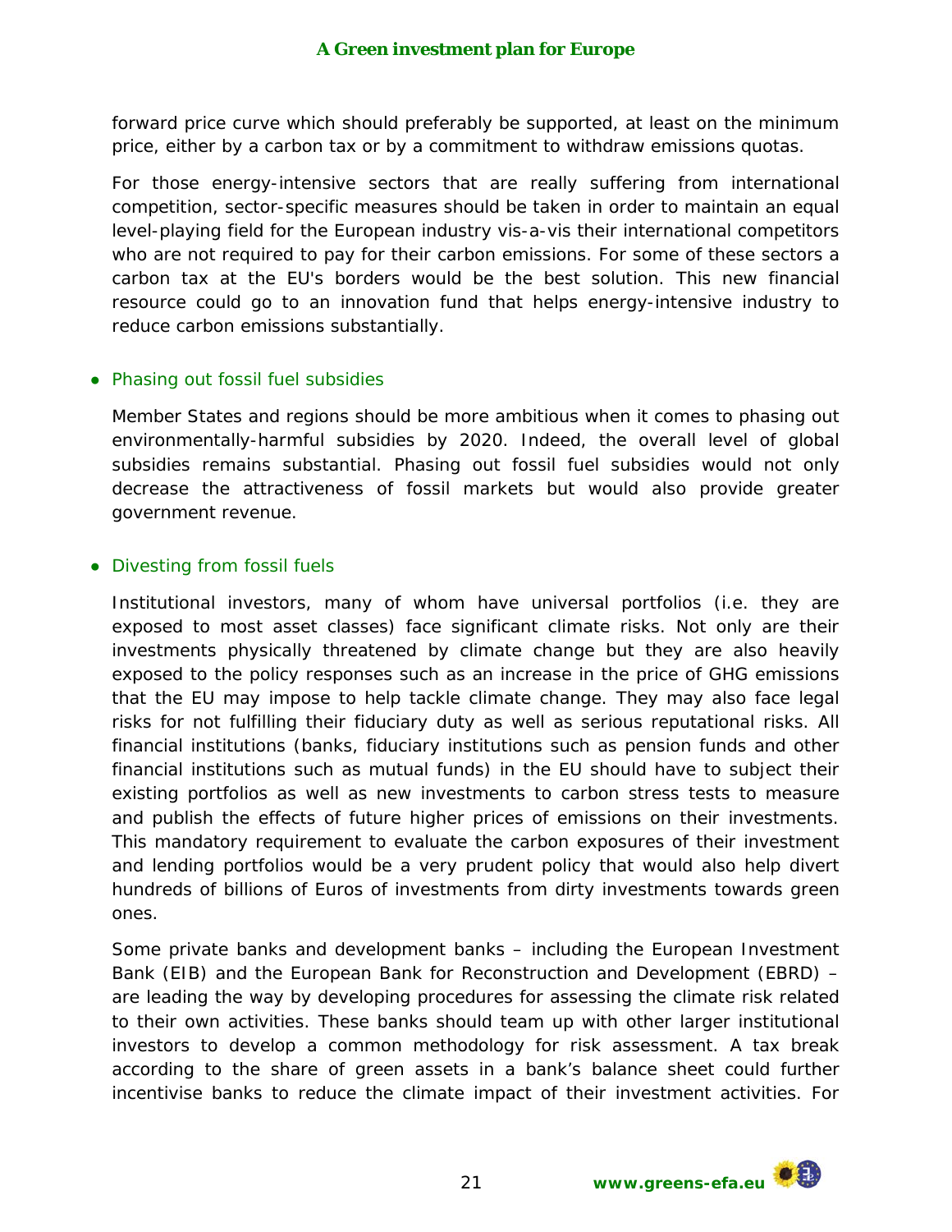forward price curve which should preferably be supported, at least on the minimum price, either by a carbon tax or by a commitment to withdraw emissions quotas.

For those energy-intensive sectors that are really suffering from international competition, sector-specific measures should be taken in order to maintain an equal level-playing field for the European industry vis-a-vis their international competitors who are not required to pay for their carbon emissions. For some of these sectors a carbon tax at the EU's borders would be the best solution. This new financial resource could go to an innovation fund that helps energy-intensive industry to reduce carbon emissions substantially.

- Phasing out fossil fuel subsidies

Member States and regions should be more ambitious when it comes to phasing out environmentally-harmful subsidies by 2020. Indeed, the overall level of global subsidies remains substantial. Phasing out fossil fuel subsidies would not only decrease the attractiveness of fossil markets but would also provide greater government revenue.

- Divesting from fossil fuels

Institutional investors, many of whom have universal portfolios (i.e. they are exposed to most asset classes) face significant climate risks. Not only are their investments physically threatened by climate change but they are also heavily exposed to the policy responses such as an increase in the price of GHG emissions that the EU may impose to help tackle climate change. They may also face legal risks for not fulfilling their fiduciary duty as well as serious reputational risks. All financial institutions (banks, fiduciary institutions such as pension funds and other financial institutions such as mutual funds) in the EU should have to subject their existing portfolios as well as new investments to carbon stress tests to measure and publish the effects of future higher prices of emissions on their investments. This mandatory requirement to evaluate the carbon exposures of their investment and lending portfolios would be a very prudent policy that would also help divert hundreds of billions of Euros of investments from dirty investments towards green ones.

Some private banks and development banks – including the European Investment Bank (EIB) and the European Bank for Reconstruction and Development (EBRD) – are leading the way by developing procedures for assessing the climate risk related to their own activities. These banks should team up with other larger institutional investors to develop a common methodology for risk assessment. A tax break according to the share of green assets in a bank's balance sheet could further incentivise banks to reduce the climate impact of their investment activities. For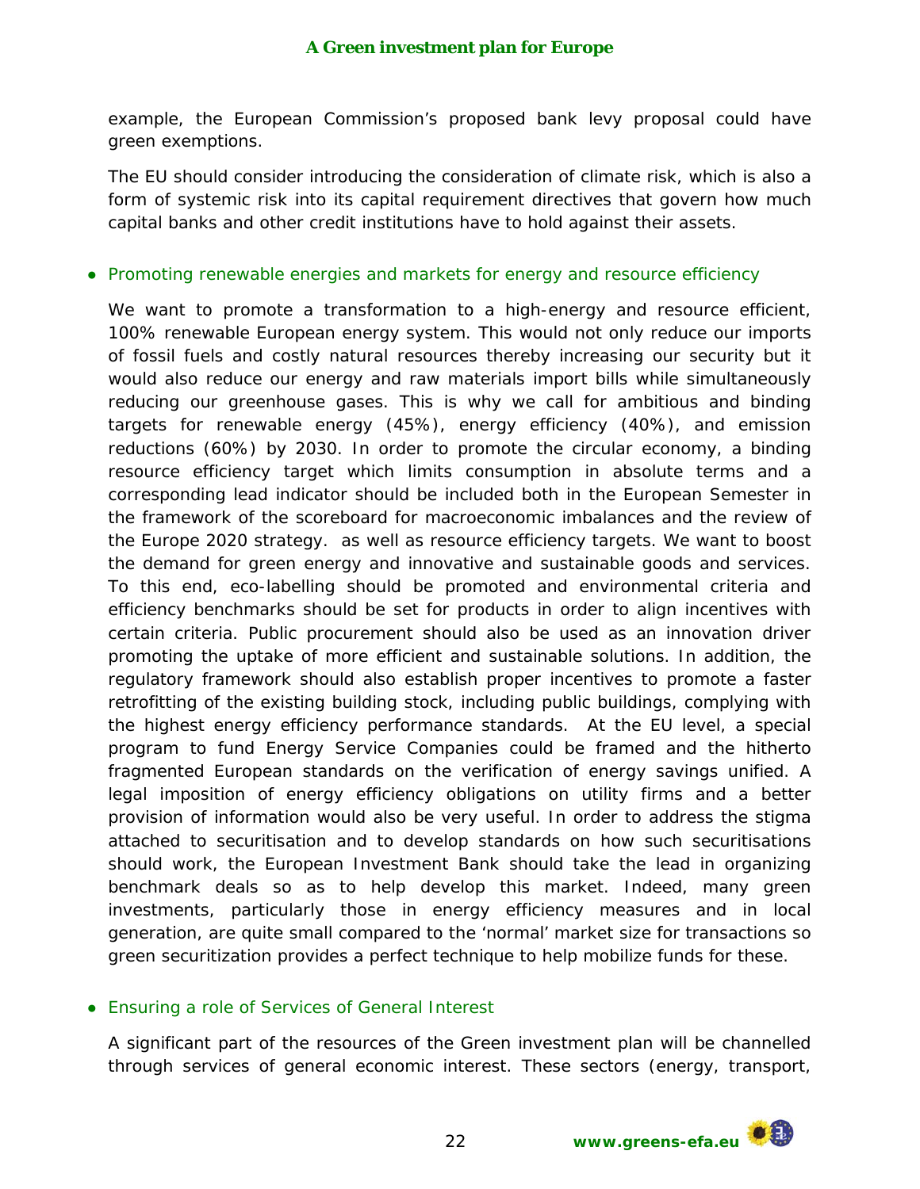example, the European Commission's proposed bank levy proposal could have green exemptions.

The EU should consider introducing the consideration of climate risk, which is also a form of systemic risk into its capital requirement directives that govern how much capital banks and other credit institutions have to hold against their assets.

- Promoting renewable energies and markets for energy and resource efficiency

We want to promote a transformation to a high-energy and resource efficient, 100% renewable European energy system. This would not only reduce our imports of fossil fuels and costly natural resources thereby increasing our security but it would also reduce our energy and raw materials import bills while simultaneously reducing our greenhouse gases. This is why we call for ambitious and binding targets for renewable energy (45%), energy efficiency (40%), and emission reductions (60%) by 2030. In order to promote the circular economy, a binding resource efficiency target which limits consumption in absolute terms and a corresponding lead indicator should be included both in the European Semester in the framework of the scoreboard for macroeconomic imbalances and the review of the Europe 2020 strategy.  as well as resource efficiency targets. We want to boost the demand for green energy and innovative and sustainable goods and services. To this end, eco-labelling should be promoted and environmental criteria and efficiency benchmarks should be set for products in order to align incentives with certain criteria. Public procurement should also be used as an innovation driver promoting the uptake of more efficient and sustainable solutions. In addition, the regulatory framework should also establish proper incentives to promote a faster retrofitting of the existing building stock, including public buildings, complying with the highest energy efficiency performance standards.  At the EU level, a special program to fund Energy Service Companies could be framed and the hitherto fragmented European standards on the verification of energy savings unified. A legal imposition of energy efficiency obligations on utility firms and a better provision of information would also be very useful. In order to address the stigma attached to securitisation and to develop standards on how such securitisations should work, the European Investment Bank should take the lead in organizing benchmark deals so as to help develop this market. Indeed, many green investments, particularly those in energy efficiency measures and in local generation, are quite small compared to the 'normal' market size for transactions so green securitization provides a perfect technique to help mobilize funds for these.

- Ensuring a role of Services of General Interest

A significant part of the resources of the Green investment plan will be channelled through services of general economic interest. These sectors (energy, transport,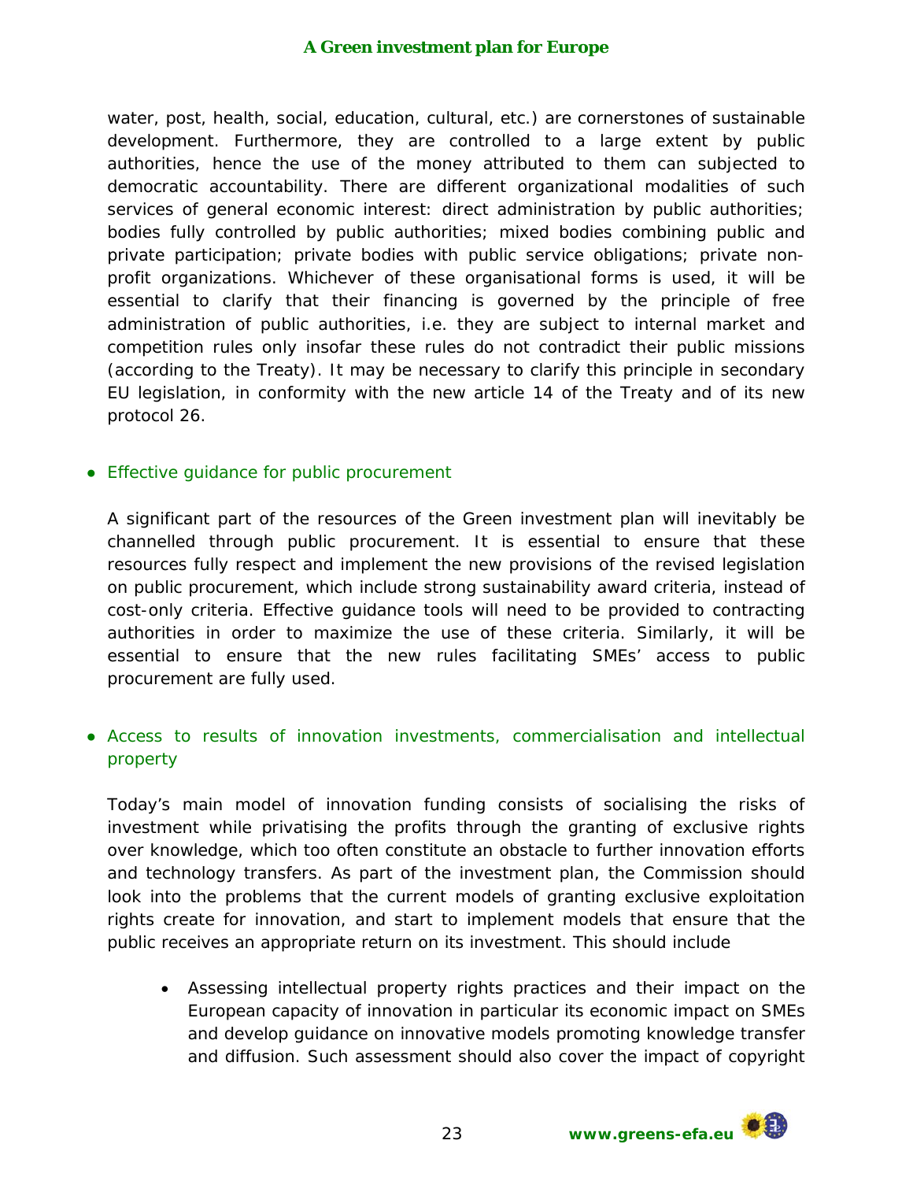water, post, health, social, education, cultural, etc.) are cornerstones of sustainable development. Furthermore, they are controlled to a large extent by public authorities, hence the use of the money attributed to them can subjected to democratic accountability. There are different organizational modalities of such services of general economic interest: direct administration by public authorities; bodies fully controlled by public authorities; mixed bodies combining public and private participation; private bodies with public service obligations; private non-profit organizations. Whichever of these organisational forms is used, it will be essential to clarify that their financing is governed by the principle of free administration of public authorities, i.e. they are subject to internal market and competition rules only insofar these rules do not contradict their public missions (according to the Treaty). It may be necessary to clarify this principle in secondary EU legislation, in conformity with the new article 14 of the Treaty and of its new protocol 26.

- Effective guidance for public procurement

A significant part of the resources of the Green investment plan will inevitably be channelled through public procurement. It is essential to ensure that these resources fully respect and implement the new provisions of the revised legislation on public procurement, which include strong sustainability award criteria, instead of cost-only criteria. Effective guidance tools will need to be provided to contracting authorities in order to maximize the use of these criteria. Similarly, it will be essential to ensure that the new rules facilitating SMEs' access to public procurement are fully used.

- Access to results of innovation investments, commercialisation and intellectual property

Today's main model of innovation funding consists of socialising the risks of investment while privatising the profits through the granting of exclusive rights over knowledge, which too often constitute an obstacle to further innovation efforts and technology transfers. As part of the investment plan, the Commission should look into the problems that the current models of granting exclusive exploitation rights create for innovation, and start to implement models that ensure that the public receives an appropriate return on its investment. This should include

- Assessing intellectual property rights practices and their impact on the European capacity of innovation in particular its economic impact on SMEs and develop guidance on innovative models promoting knowledge transfer and diffusion. Such assessment should also cover the impact of copyright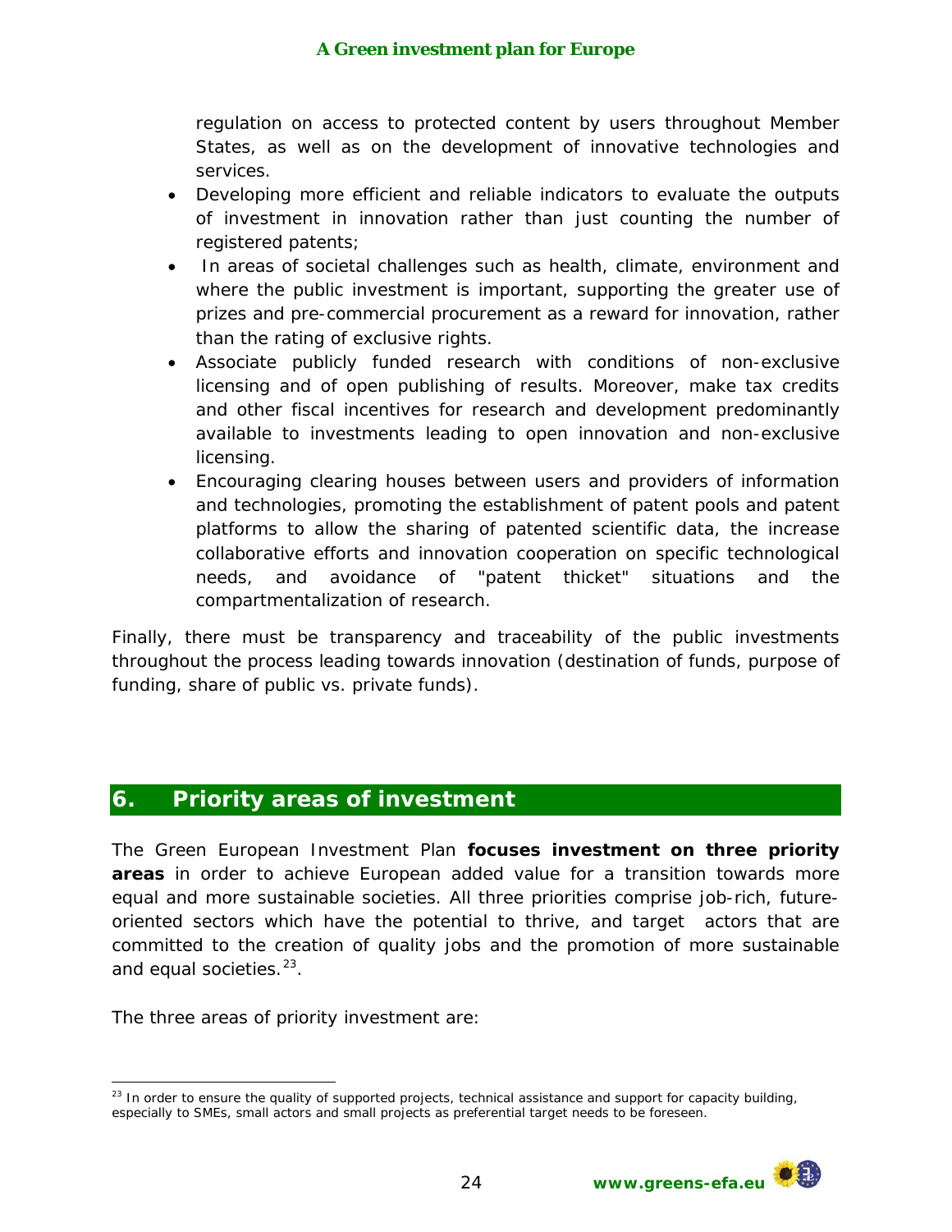regulation on access to protected content by users throughout Member States, as well as on the development of innovative technologies and services.

- Developing more efficient and reliable indicators to evaluate the outputs of investment in innovation rather than just counting the number of registered patents;
- In areas of societal challenges such as health, climate, environment and where the public investment is important, supporting the greater use of prizes and pre-commercial procurement as a reward for innovation, rather than the rating of exclusive rights.
- Associate publicly funded research with conditions of non-exclusive licensing and of open publishing of results. Moreover, make tax credits and other fiscal incentives for research and development predominantly available to investments leading to open innovation and non-exclusive licensing.
- Encouraging clearing houses between users and providers of information and technologies, promoting the establishment of patent pools and patent platforms to allow the sharing of patented scientific data, the increase collaborative efforts and innovation cooperation on specific technological needs, and avoidance of "patent thicket" situations and the compartmentalization of research.

Finally, there must be transparency and traceability of the public investments throughout the process leading towards innovation (destination of funds, purpose of funding, share of public vs. private funds).

## 6. Priority areas of investment

The Green European Investment Plan **focuses investment on three priority areas** in order to achieve European added value for a transition towards more equal and more sustainable societies. All three priorities comprise job-rich, future-oriented sectors which have the potential to thrive, and target actors that are committed to the creation of quality jobs and the promotion of more sustainable and equal societies.[23].

The three areas of priority investment are:

[23] In order to ensure the quality of supported projects, technical assistance and support for capacity building, especially to SMEs, small actors and small projects as preferential target needs to be foreseen.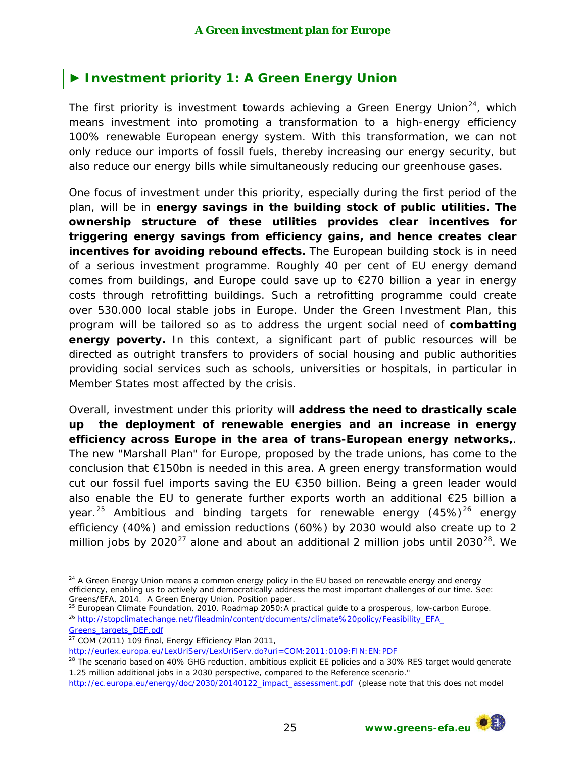## ► Investment priority 1: A Green Energy Union

The first priority is investment towards achieving a Green Energy Union[24], which means investment into promoting a transformation to a high-energy efficiency 100% renewable European energy system. With this transformation, we can not only reduce our imports of fossil fuels, thereby increasing our energy security, but also reduce our energy bills while simultaneously reducing our greenhouse gases.

One focus of investment under this priority, especially during the first period of the plan, will be in **energy savings in the building stock of public utilities. The ownership structure of these utilities provides clear incentives for triggering energy savings from efficiency gains, and hence creates clear incentives for avoiding rebound effects.** The European building stock is in need of a serious investment programme. Roughly 40 per cent of EU energy demand comes from buildings, and Europe could save up to €270 billion a year in energy costs through retrofitting buildings. Such a retrofitting programme could create over 530.000 local stable jobs in Europe. Under the Green Investment Plan, this program will be tailored so as to address the urgent social need of **combatting energy poverty.** In this context, a significant part of public resources will be directed as outright transfers to providers of social housing and public authorities providing social services such as schools, universities or hospitals, in particular in Member States most affected by the crisis.

Overall, investment under this priority will **address the need to drastically scale up the deployment of renewable energies and an increase in energy efficiency across Europe in the area of trans-European energy networks,**. The new "Marshall Plan" for Europe, proposed by the trade unions, has come to the conclusion that €150bn is needed in this area. A green energy transformation would cut our fossil fuel imports saving the EU €350 billion. Being a green leader would also enable the EU to generate further exports worth an additional €25 billion a year.[25] Ambitious and binding targets for renewable energy (45%)[26] energy efficiency (40%) and emission reductions (60%) by 2030 would also create up to 2 million jobs by 2020[27] alone and about an additional 2 million jobs until 2030[28]. We

---

[24] A Green Energy Union means a common energy policy in the EU based on renewable energy and energy efficiency, enabling us to actively and democratically address the most important challenges of our time. See: Greens/EFA, 2014. A Green Energy Union. Position paper.

[25] European Climate Foundation, 2010. Roadmap 2050:A practical guide to a prosperous, low-carbon Europe.

[26] http://stopclimatechange.net/fileadmin/content/documents/climate%20policy/Feasibility_EFA_Greens_targets_DEF.pdf

[27] COM (2011) 109 final, Energy Efficiency Plan 2011, http://eurlex.europa.eu/LexUriServ/LexUriServ.do?uri=COM:2011:0109:FIN:EN:PDF

[28] The scenario based on 40% GHG reduction, ambitious explicit EE policies and a 30% RES target would generate 1.25 million additional jobs in a 2030 perspective, compared to the Reference scenario." http://ec.europa.eu/energy/doc/2030/20140122_impact_assessment.pdf (please note that this does not model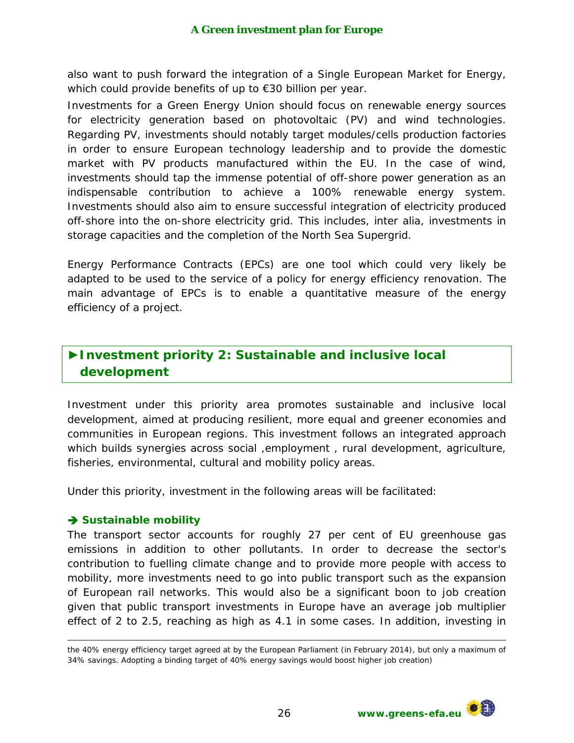also want to push forward the integration of a Single European Market for Energy, which could provide benefits of up to €30 billion per year.

Investments for a Green Energy Union should focus on renewable energy sources for electricity generation based on photovoltaic (PV) and wind technologies. Regarding PV, investments should notably target modules/cells production factories in order to ensure European technology leadership and to provide the domestic market with PV products manufactured within the EU. In the case of wind, investments should tap the immense potential of off-shore power generation as an indispensable contribution to achieve a 100% renewable energy system. Investments should also aim to ensure successful integration of electricity produced off-shore into the on-shore electricity grid. This includes, inter alia, investments in storage capacities and the completion of the North Sea Supergrid.

Energy Performance Contracts (EPCs) are one tool which could very likely be adapted to be used to the service of a policy for energy efficiency renovation. The main advantage of EPCs is to enable a quantitative measure of the energy efficiency of a project.

## ►Investment priority 2: Sustainable and inclusive local development

Investment under this priority area promotes sustainable and inclusive local development, aimed at producing resilient, more equal and greener economies and communities in European regions. This investment follows an integrated approach which builds synergies across social ,employment , rural development, agriculture, fisheries, environmental, cultural and mobility policy areas.

Under this priority, investment in the following areas will be facilitated:

### ➔ Sustainable mobility

The transport sector accounts for roughly 27 per cent of EU greenhouse gas emissions in addition to other pollutants. In order to decrease the sector's contribution to fuelling climate change and to provide more people with access to mobility, more investments need to go into public transport such as the expansion of European rail networks. This would also be a significant boon to job creation given that public transport investments in Europe have an average job multiplier effect of 2 to 2.5, reaching as high as 4.1 in some cases. In addition, investing in

---

the 40% energy efficiency target agreed at by the European Parliament (in February 2014), but only a maximum of 34% savings. Adopting a binding target of 40% energy savings would boost higher job creation)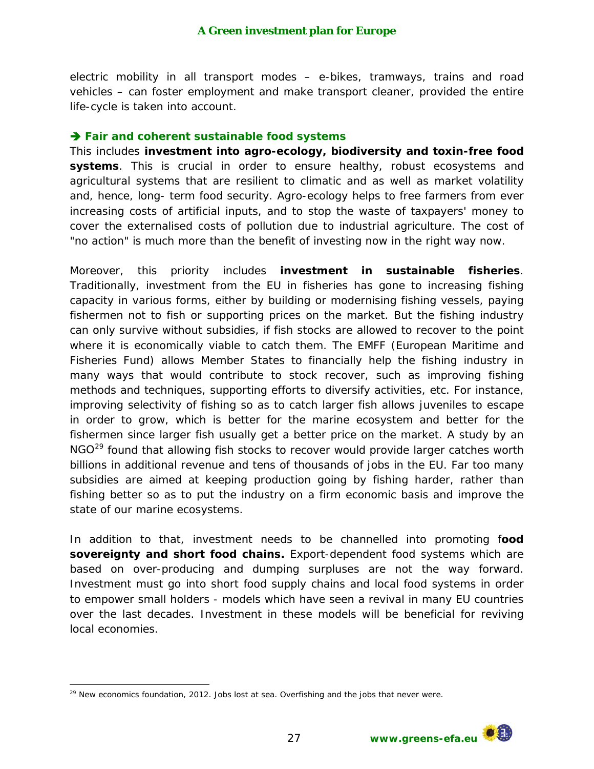electric mobility in all transport modes – e-bikes, tramways, trains and road vehicles – can foster employment and make transport cleaner, provided the entire life-cycle is taken into account.

### ➔ Fair and coherent sustainable food systems

This includes **investment into agro-ecology, biodiversity and toxin-free food systems**. This is crucial in order to ensure healthy, robust ecosystems and agricultural systems that are resilient to climatic and as well as market volatility and, hence, long- term food security. Agro-ecology helps to free farmers from ever increasing costs of artificial inputs, and to stop the waste of taxpayers' money to cover the externalised costs of pollution due to industrial agriculture. The cost of "no action" is much more than the benefit of investing now in the right way now.

Moreover, this priority includes **investment in sustainable fisheries**. Traditionally, investment from the EU in fisheries has gone to increasing fishing capacity in various forms, either by building or modernising fishing vessels, paying fishermen not to fish or supporting prices on the market. But the fishing industry can only survive without subsidies, if fish stocks are allowed to recover to the point where it is economically viable to catch them. The EMFF (European Maritime and Fisheries Fund) allows Member States to financially help the fishing industry in many ways that would contribute to stock recover, such as improving fishing methods and techniques, supporting efforts to diversify activities, etc. For instance, improving selectivity of fishing so as to catch larger fish allows juveniles to escape in order to grow, which is better for the marine ecosystem and better for the fishermen since larger fish usually get a better price on the market. A study by an NGO[29] found that allowing fish stocks to recover would provide larger catches worth billions in additional revenue and tens of thousands of jobs in the EU. Far too many subsidies are aimed at keeping production going by fishing harder, rather than fishing better so as to put the industry on a firm economic basis and improve the state of our marine ecosystems.

In addition to that, investment needs to be channelled into promoting f**ood sovereignty and short food chains.** Export-dependent food systems which are based on over-producing and dumping surpluses are not the way forward. Investment must go into short food supply chains and local food systems in order to empower small holders - models which have seen a revival in many EU countries over the last decades. Investment in these models will be beneficial for reviving local economies.

---

[29] New economics foundation, 2012. Jobs lost at sea. Overfishing and the jobs that never were.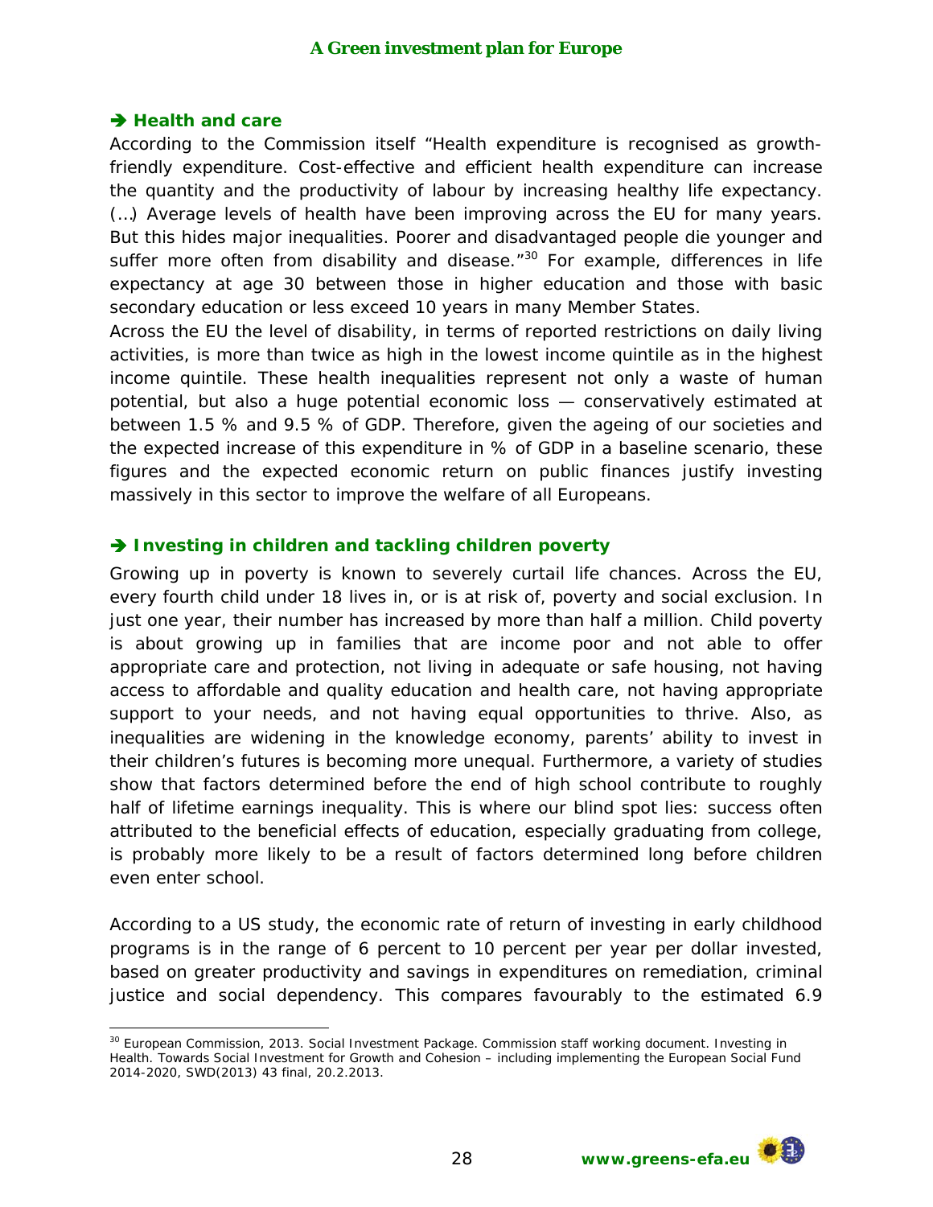### ➔ Health and care

According to the Commission itself "Health expenditure is recognised as growth-friendly expenditure. Cost-effective and efficient health expenditure can increase the quantity and the productivity of labour by increasing healthy life expectancy. (…) Average levels of health have been improving across the EU for many years. But this hides major inequalities. Poorer and disadvantaged people die younger and suffer more often from disability and disease."[30] For example, differences in life expectancy at age 30 between those in higher education and those with basic secondary education or less exceed 10 years in many Member States.

Across the EU the level of disability, in terms of reported restrictions on daily living activities, is more than twice as high in the lowest income quintile as in the highest income quintile. These health inequalities represent not only a waste of human potential, but also a huge potential economic loss — conservatively estimated at between 1.5 % and 9.5 % of GDP. Therefore, given the ageing of our societies and the expected increase of this expenditure in % of GDP in a baseline scenario, these figures and the expected economic return on public finances justify investing massively in this sector to improve the welfare of all Europeans.

### ➔ Investing in children and tackling children poverty

Growing up in poverty is known to severely curtail life chances. Across the EU, every fourth child under 18 lives in, or is at risk of, poverty and social exclusion. In just one year, their number has increased by more than half a million. Child poverty is about growing up in families that are income poor and not able to offer appropriate care and protection, not living in adequate or safe housing, not having access to affordable and quality education and health care, not having appropriate support to your needs, and not having equal opportunities to thrive. Also, as inequalities are widening in the knowledge economy, parents' ability to invest in their children's futures is becoming more unequal. Furthermore, a variety of studies show that factors determined before the end of high school contribute to roughly half of lifetime earnings inequality. This is where our blind spot lies: success often attributed to the beneficial effects of education, especially graduating from college, is probably more likely to be a result of factors determined long before children even enter school.

According to a US study, the economic rate of return of investing in early childhood programs is in the range of 6 percent to 10 percent per year per dollar invested, based on greater productivity and savings in expenditures on remediation, criminal justice and social dependency. This compares favourably to the estimated 6.9

---

[30] European Commission, 2013. Social Investment Package. Commission staff working document. Investing in Health. Towards Social Investment for Growth and Cohesion – including implementing the European Social Fund 2014-2020, SWD(2013) 43 final, 20.2.2013.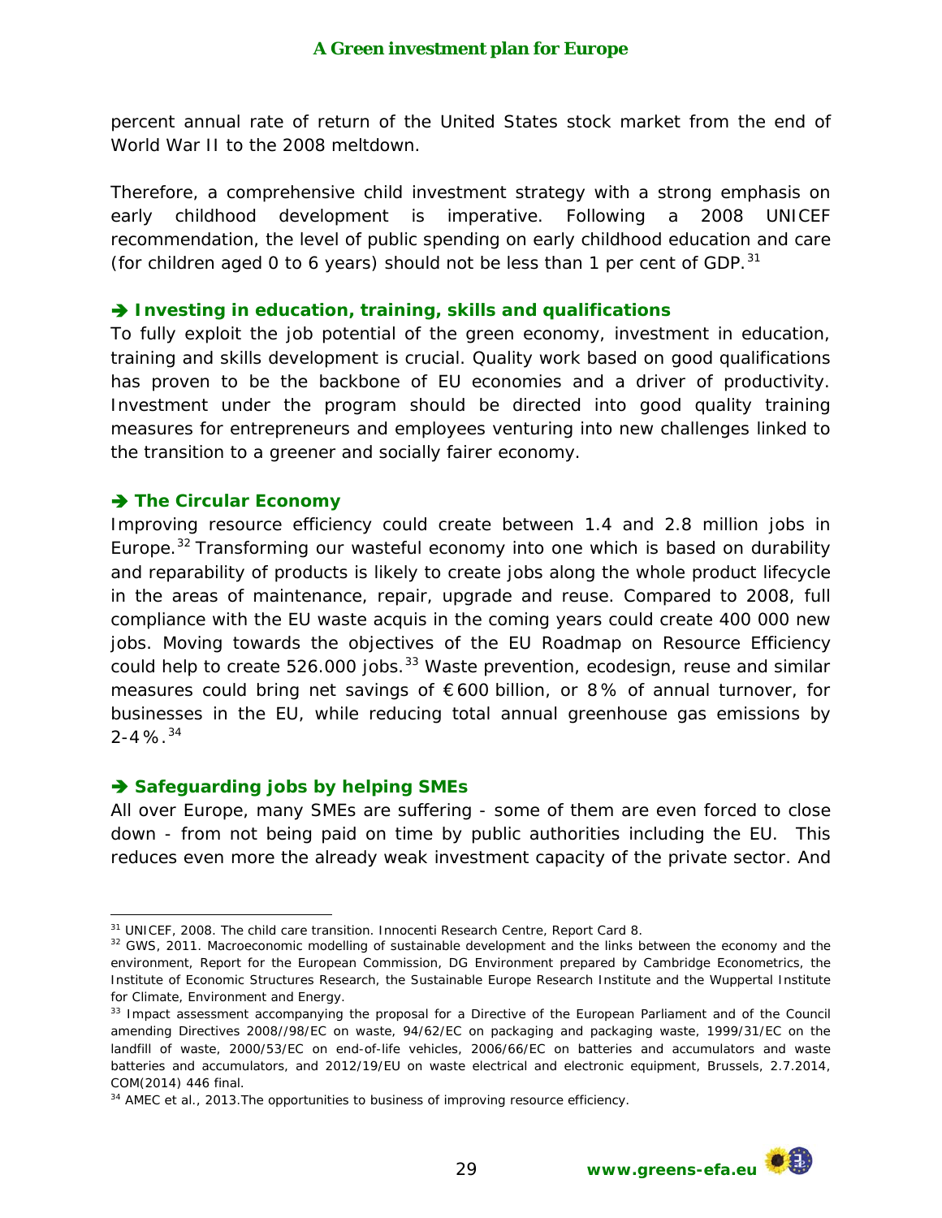percent annual rate of return of the United States stock market from the end of World War II to the 2008 meltdown.

Therefore, a comprehensive child investment strategy with a strong emphasis on early childhood development is imperative. Following a 2008 UNICEF recommendation, the level of public spending on early childhood education and care (for children aged 0 to 6 years) should not be less than 1 per cent of GDP.[31]

### ➔ Investing in education, training, skills and qualifications

To fully exploit the job potential of the green economy, investment in education, training and skills development is crucial. Quality work based on good qualifications has proven to be the backbone of EU economies and a driver of productivity. Investment under the program should be directed into good quality training measures for entrepreneurs and employees venturing into new challenges linked to the transition to a greener and socially fairer economy.

### ➔ The Circular Economy

Improving resource efficiency could create between 1.4 and 2.8 million jobs in Europe.[32] Transforming our wasteful economy into one which is based on durability and reparability of products is likely to create jobs along the whole product lifecycle in the areas of maintenance, repair, upgrade and reuse. Compared to 2008, full compliance with the EU waste acquis in the coming years could create 400 000 new jobs. Moving towards the objectives of the EU Roadmap on Resource Efficiency could help to create 526.000 jobs.[33] Waste prevention, ecodesign, reuse and similar measures could bring net savings of €600 billion, or 8% of annual turnover, for businesses in the EU, while reducing total annual greenhouse gas emissions by 2-4%.[34]

### ➔ Safeguarding jobs by helping SMEs

All over Europe, many SMEs are suffering - some of them are even forced to close down - from not being paid on time by public authorities including the EU. This reduces even more the already weak investment capacity of the private sector. And

---

[31] UNICEF, 2008. The child care transition. Innocenti Research Centre, Report Card 8.

[32] GWS, 2011. Macroeconomic modelling of sustainable development and the links between the economy and the environment, Report for the European Commission, DG Environment prepared by Cambridge Econometrics, the Institute of Economic Structures Research, the Sustainable Europe Research Institute and the Wuppertal Institute for Climate, Environment and Energy.

[33] Impact assessment accompanying the proposal for a Directive of the European Parliament and of the Council amending Directives 2008//98/EC on waste, 94/62/EC on packaging and packaging waste, 1999/31/EC on the landfill of waste, 2000/53/EC on end-of-life vehicles, 2006/66/EC on batteries and accumulators and waste batteries and accumulators, and 2012/19/EU on waste electrical and electronic equipment, Brussels, 2.7.2014, COM(2014) 446 final.

[34] AMEC et al., 2013.The opportunities to business of improving resource efficiency.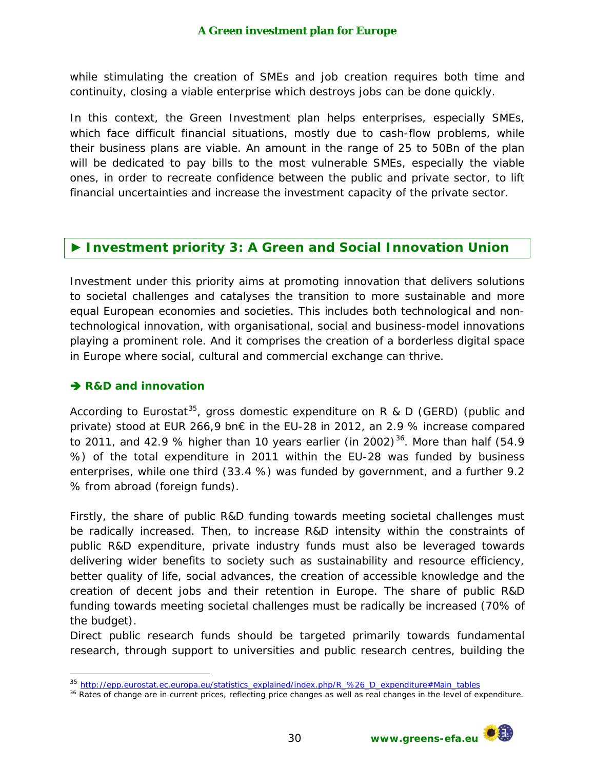while stimulating the creation of SMEs and job creation requires both time and continuity, closing a viable enterprise which destroys jobs can be done quickly.

In this context, the Green Investment plan helps enterprises, especially SMEs, which face difficult financial situations, mostly due to cash-flow problems, while their business plans are viable. An amount in the range of 25 to 50Bn of the plan will be dedicated to pay bills to the most vulnerable SMEs, especially the viable ones, in order to recreate confidence between the public and private sector, to lift financial uncertainties and increase the investment capacity of the private sector.

## ► Investment priority 3: A Green and Social Innovation Union

Investment under this priority aims at promoting innovation that delivers solutions to societal challenges and catalyses the transition to more sustainable and more equal European economies and societies. This includes both technological and non-technological innovation, with organisational, social and business-model innovations playing a prominent role. And it comprises the creation of a borderless digital space in Europe where social, cultural and commercial exchange can thrive.

### ➔ R&D and innovation

According to Eurostat[35], gross domestic expenditure on R & D (GERD) (public and private) stood at EUR 266,9 bn€ in the EU-28 in 2012, an 2.9 % increase compared to 2011, and 42.9 % higher than 10 years earlier (in 2002)[36]. More than half (54.9 %) of the total expenditure in 2011 within the EU-28 was funded by business enterprises, while one third (33.4 %) was funded by government, and a further 9.2 % from abroad (foreign funds).

Firstly, the share of public R&D funding towards meeting societal challenges must be radically increased. Then, to increase R&D intensity within the constraints of public R&D expenditure, private industry funds must also be leveraged towards delivering wider benefits to society such as sustainability and resource efficiency, better quality of life, social advances, the creation of accessible knowledge and the creation of decent jobs and their retention in Europe. The share of public R&D funding towards meeting societal challenges must be radically be increased (70% of the budget).
Direct public research funds should be targeted primarily towards fundamental research, through support to universities and public research centres, building the

---

[35] http://epp.eurostat.ec.europa.eu/statistics_explained/index.php/R_%26_D_expenditure#Main_tables

[36] Rates of change are in current prices, reflecting price changes as well as real changes in the level of expenditure.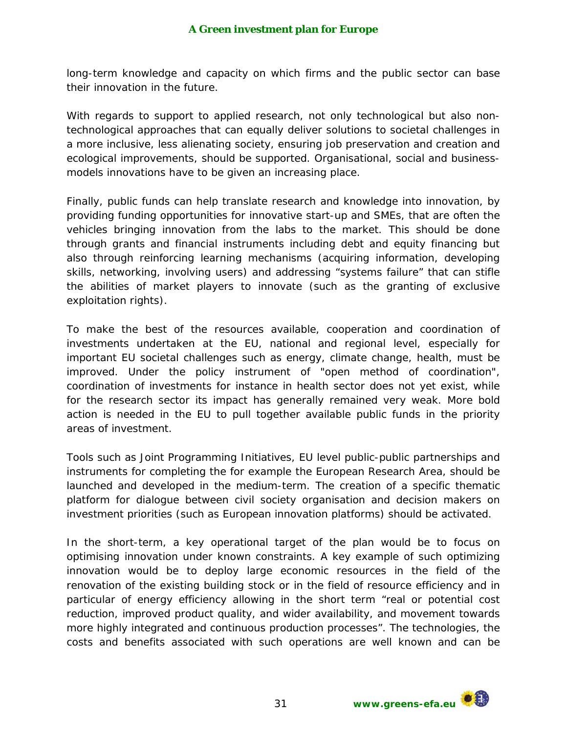long-term knowledge and capacity on which firms and the public sector can base their innovation in the future.

With regards to support to applied research, not only technological but also non-technological approaches that can equally deliver solutions to societal challenges in a more inclusive, less alienating society, ensuring job preservation and creation and ecological improvements, should be supported. Organisational, social and business-models innovations have to be given an increasing place.

Finally, public funds can help translate research and knowledge into innovation, by providing funding opportunities for innovative start-up and SMEs, that are often the vehicles bringing innovation from the labs to the market. This should be done through grants and financial instruments including debt and equity financing but also through reinforcing learning mechanisms (acquiring information, developing skills, networking, involving users) and addressing "systems failure" that can stifle the abilities of market players to innovate (such as the granting of exclusive exploitation rights).

To make the best of the resources available, cooperation and coordination of investments undertaken at the EU, national and regional level, especially for important EU societal challenges such as energy, climate change, health, must be improved. Under the policy instrument of "open method of coordination", coordination of investments for instance in health sector does not yet exist, while for the research sector its impact has generally remained very weak. More bold action is needed in the EU to pull together available public funds in the priority areas of investment.

Tools such as Joint Programming Initiatives, EU level public-public partnerships and instruments for completing the for example the European Research Area, should be launched and developed in the medium-term. The creation of a specific thematic platform for dialogue between civil society organisation and decision makers on investment priorities (such as European innovation platforms) should be activated.

In the short-term, a key operational target of the plan would be to focus on optimising innovation under known constraints. A key example of such optimizing innovation would be to deploy large economic resources in the field of the renovation of the existing building stock or in the field of resource efficiency and in particular of energy efficiency allowing in the short term "real or potential cost reduction, improved product quality, and wider availability, and movement towards more highly integrated and continuous production processes". The technologies, the costs and benefits associated with such operations are well known and can be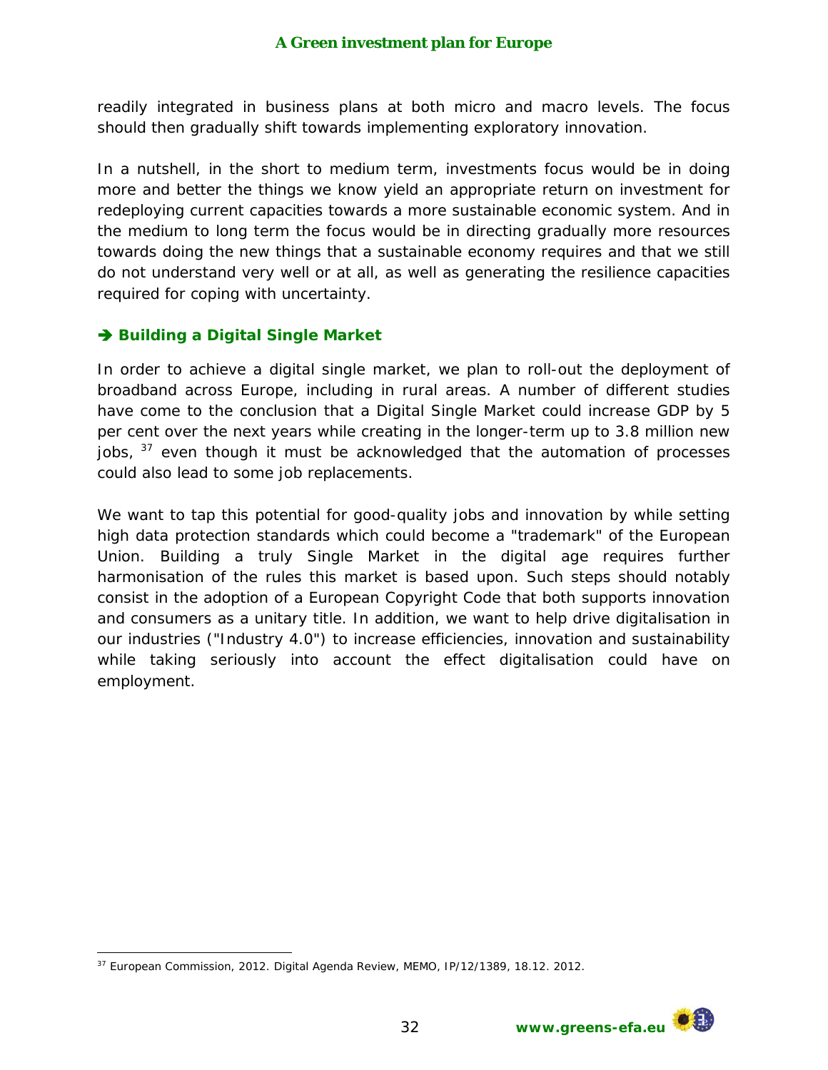readily integrated in business plans at both micro and macro levels. The focus should then gradually shift towards implementing exploratory innovation.

In a nutshell, in the short to medium term, investments focus would be in doing more and better the things we know yield an appropriate return on investment for redeploying current capacities towards a more sustainable economic system. And in the medium to long term the focus would be in directing gradually more resources towards doing the new things that a sustainable economy requires and that we still do not understand very well or at all, as well as generating the resilience capacities required for coping with uncertainty.

### ➔ Building a Digital Single Market

In order to achieve a digital single market, we plan to roll-out the deployment of broadband across Europe, including in rural areas. A number of different studies have come to the conclusion that a Digital Single Market could increase GDP by 5 per cent over the next years while creating in the longer-term up to 3.8 million new jobs, [37] even though it must be acknowledged that the automation of processes could also lead to some job replacements.

We want to tap this potential for good-quality jobs and innovation by while setting high data protection standards which could become a "trademark" of the European Union. Building a truly Single Market in the digital age requires further harmonisation of the rules this market is based upon. Such steps should notably consist in the adoption of a European Copyright Code that both supports innovation and consumers as a unitary title. In addition, we want to help drive digitalisation in our industries ("Industry 4.0") to increase efficiencies, innovation and sustainability while taking seriously into account the effect digitalisation could have on employment.

[37] European Commission, 2012. Digital Agenda Review, MEMO, IP/12/1389, 18.12. 2012.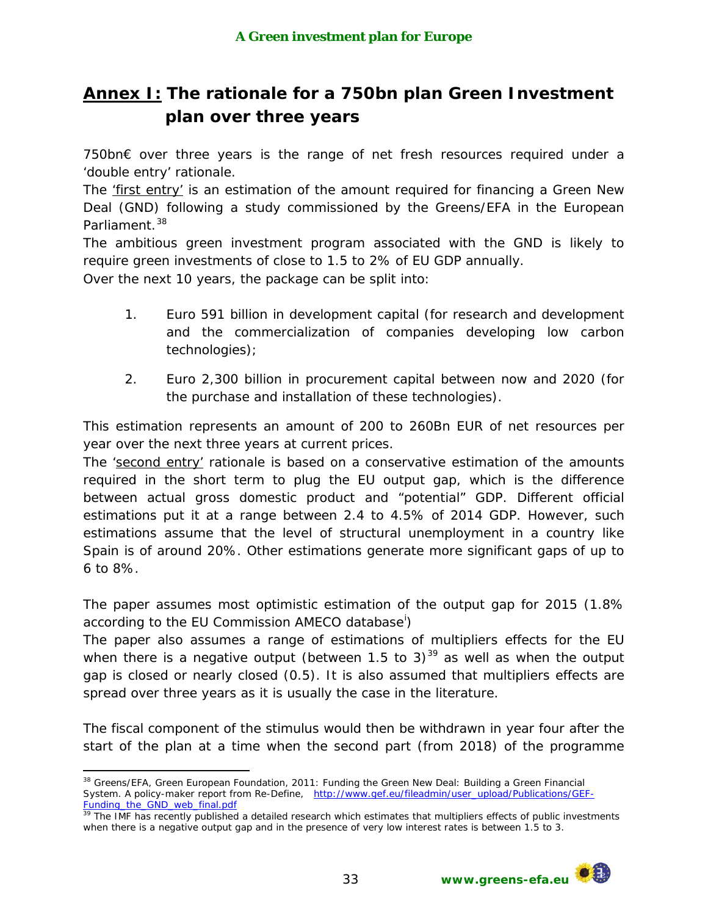## Annex I: The rationale for a 750bn plan Green Investment plan over three years

750bn€ over three years is the range of net fresh resources required under a 'double entry' rationale.

The 'first entry' is an estimation of the amount required for financing a Green New Deal (GND) following a study commissioned by the Greens/EFA in the European Parliament.[38]

The ambitious green investment program associated with the GND is likely to require green investments of close to 1.5 to 2% of EU GDP annually.

Over the next 10 years, the package can be split into:

1. Euro 591 billion in development capital (for research and development and the commercialization of companies developing low carbon technologies);
2. Euro 2,300 billion in procurement capital between now and 2020 (for the purchase and installation of these technologies).

This estimation represents an amount of 200 to 260Bn EUR of net resources per year over the next three years at current prices.

The 'second entry' rationale is based on a conservative estimation of the amounts required in the short term to plug the EU output gap, which is the difference between actual gross domestic product and "potential" GDP. Different official estimations put it at a range between 2.4 to 4.5% of 2014 GDP. However, such estimations assume that the level of structural unemployment in a country like Spain is of around 20%. Other estimations generate more significant gaps of up to 6 to 8%.

The paper assumes most optimistic estimation of the output gap for 2015 (1.8% according to the EU Commission AMECO database[i])

The paper also assumes a range of estimations of multipliers effects for the EU when there is a negative output (between 1.5 to 3)[39] as well as when the output gap is closed or nearly closed (0.5). It is also assumed that multipliers effects are spread over three years as it is usually the case in the literature.

The fiscal component of the stimulus would then be withdrawn in year four after the start of the plan at a time when the second part (from 2018) of the programme

---

[38] Greens/EFA, Green European Foundation, 2011: Funding the Green New Deal: Building a Green Financial System. A policy-maker report from Re-Define, http://www.gef.eu/fileadmin/user_upload/Publications/GEF-Funding_the_GND_web_final.pdf

[39] The IMF has recently published a detailed research which estimates that multipliers effects of public investments when there is a negative output gap and in the presence of very low interest rates is between 1.5 to 3.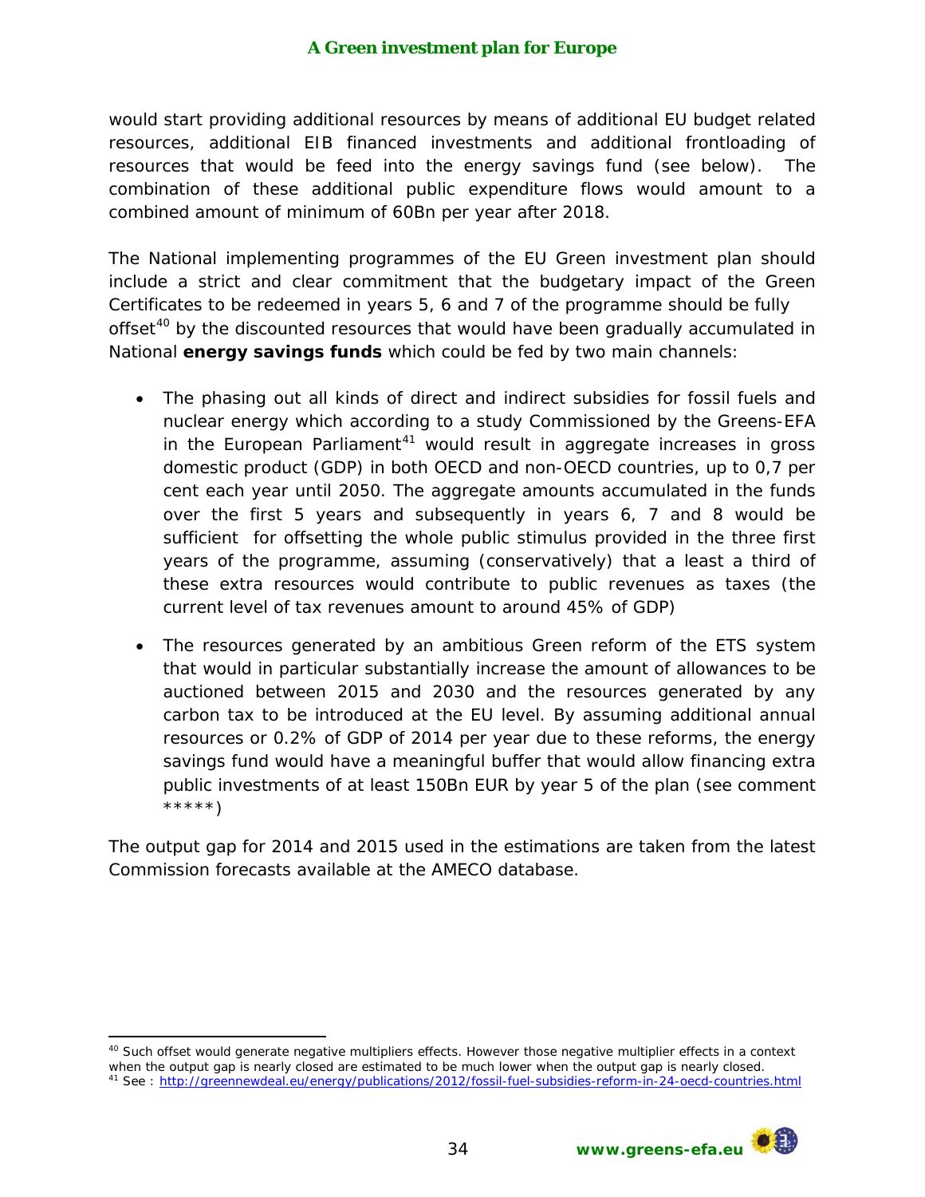would start providing additional resources by means of additional EU budget related resources, additional EIB financed investments and additional frontloading of resources that would be feed into the energy savings fund (see below). The combination of these additional public expenditure flows would amount to a combined amount of minimum of 60Bn per year after 2018.

The National implementing programmes of the EU Green investment plan should include a strict and clear commitment that the budgetary impact of the Green Certificates to be redeemed in years 5, 6 and 7 of the programme should be fully offset[40] by the discounted resources that would have been gradually accumulated in National **energy savings funds** which could be fed by two main channels:

- The phasing out all kinds of direct and indirect subsidies for fossil fuels and nuclear energy which according to a study Commissioned by the Greens-EFA in the European Parliament[41] would result in aggregate increases in gross domestic product (GDP) in both OECD and non-OECD countries, up to 0,7 per cent each year until 2050. The aggregate amounts accumulated in the funds over the first 5 years and subsequently in years 6, 7 and 8 would be sufficient for offsetting the whole public stimulus provided in the three first years of the programme, assuming (conservatively) that a least a third of these extra resources would contribute to public revenues as taxes (the current level of tax revenues amount to around 45% of GDP)
- The resources generated by an ambitious Green reform of the ETS system that would in particular substantially increase the amount of allowances to be auctioned between 2015 and 2030 and the resources generated by any carbon tax to be introduced at the EU level. By assuming additional annual resources or 0.2% of GDP of 2014 per year due to these reforms, the energy savings fund would have a meaningful buffer that would allow financing extra public investments of at least 150Bn EUR by year 5 of the plan (see comment *****)

The output gap for 2014 and 2015 used in the estimations are taken from the latest Commission forecasts available at the AMECO database.

---

[40] Such offset would generate negative multipliers effects. However those negative multiplier effects in a context when the output gap is nearly closed are estimated to be much lower when the output gap is nearly closed.

[41] See : http://greennewdeal.eu/energy/publications/2012/fossil-fuel-subsidies-reform-in-24-oecd-countries.html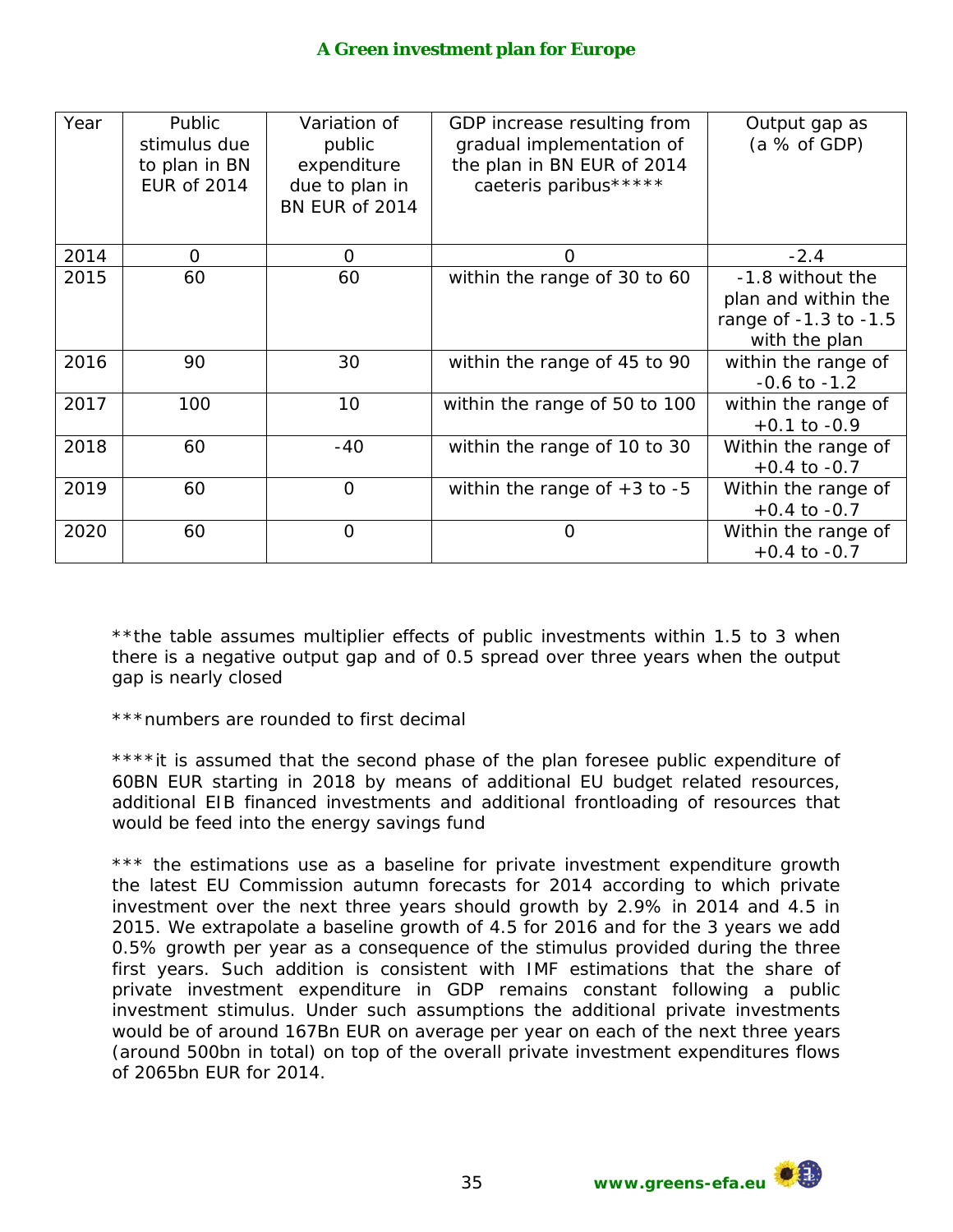| Year | Public stimulus due to plan in BN EUR of 2014 | Variation of public expenditure due to plan in BN EUR of 2014 | GDP increase resulting from gradual implementation of the plan in BN EUR of 2014 caeteris paribus***** | Output gap as (a % of GDP) |
|---|---|---|---|---|
| 2014 | 0 | 0 | 0 | -2.4 |
| 2015 | 60 | 60 | within the range of 30 to 60 | -1.8 without the plan and within the range of -1.3 to -1.5 with the plan |
| 2016 | 90 | 30 | within the range of 45 to 90 | within the range of -0.6 to -1.2 |
| 2017 | 100 | 10 | within the range of 50 to 100 | within the range of +0.1 to -0.9 |
| 2018 | 60 | -40 | within the range of 10 to 30 | Within the range of +0.4 to -0.7 |
| 2019 | 60 | 0 | within the range of +3 to -5 | Within the range of +0.4 to -0.7 |
| 2020 | 60 | 0 | 0 | Within the range of +0.4 to -0.7 |

**the table assumes multiplier effects of public investments within 1.5 to 3 when there is a negative output gap and of 0.5 spread over three years when the output gap is nearly closed

***numbers are rounded to first decimal

****it is assumed that the second phase of the plan foresee public expenditure of 60BN EUR starting in 2018 by means of additional EU budget related resources, additional EIB financed investments and additional frontloading of resources that would be feed into the energy savings fund

*** the estimations use as a baseline for private investment expenditure growth the latest EU Commission autumn forecasts for 2014 according to which private investment over the next three years should growth by 2.9% in 2014 and 4.5 in 2015. We extrapolate a baseline growth of 4.5 for 2016 and for the 3 years we add 0.5% growth per year as a consequence of the stimulus provided during the three first years. Such addition is consistent with IMF estimations that the share of private investment expenditure in GDP remains constant following a public investment stimulus. Under such assumptions the additional private investments would be of around 167Bn EUR on average per year on each of the next three years (around 500bn in total) on top of the overall private investment expenditures flows of 2065bn EUR for 2014.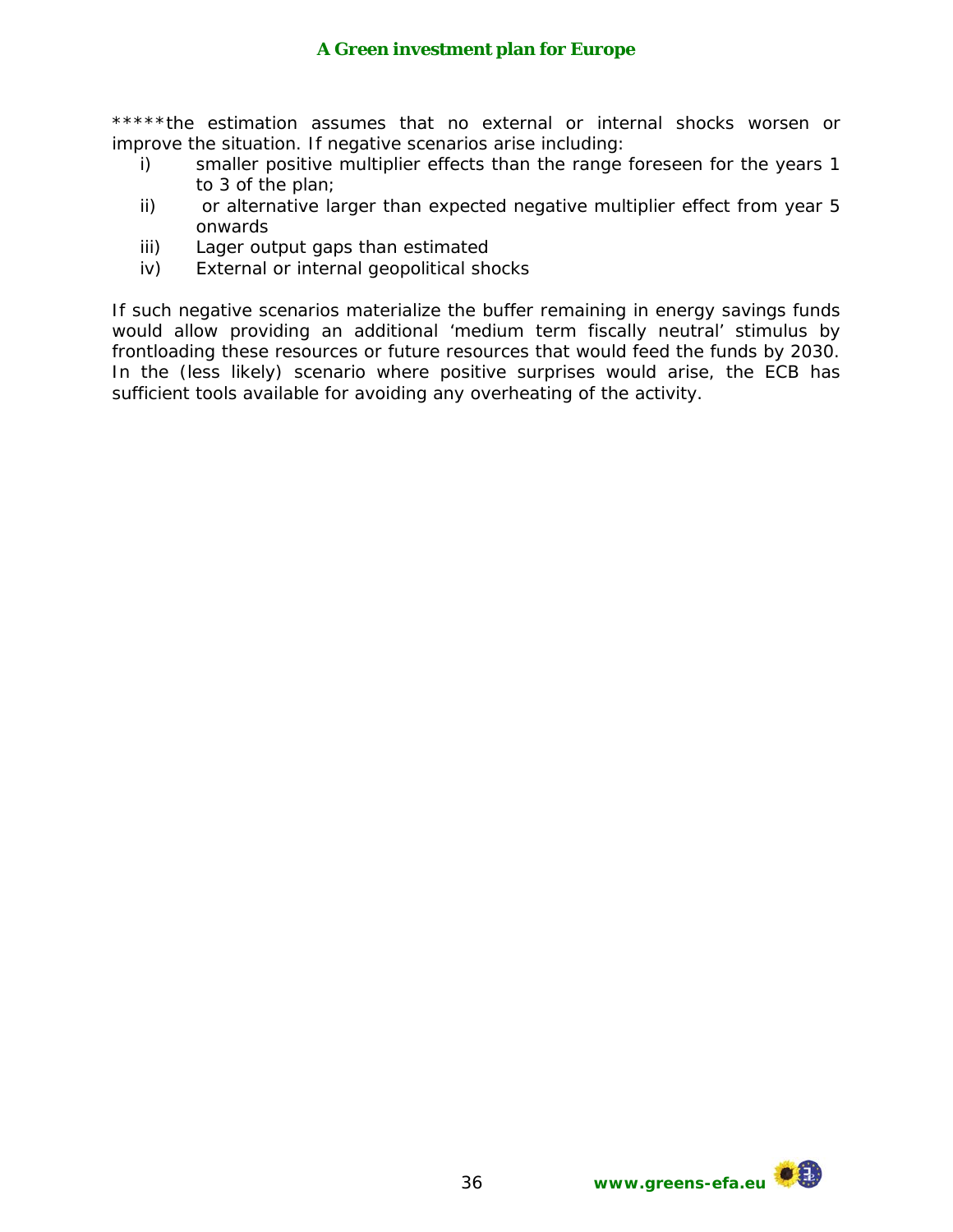*****the estimation assumes that no external or internal shocks worsen or improve the situation. If negative scenarios arise including:

i) smaller positive multiplier effects than the range foreseen for the years 1 to 3 of the plan;
ii) or alternative larger than expected negative multiplier effect from year 5 onwards
iii) Lager output gaps than estimated
iv) External or internal geopolitical shocks

If such negative scenarios materialize the buffer remaining in energy savings funds would allow providing an additional 'medium term fiscally neutral' stimulus by frontloading these resources or future resources that would feed the funds by 2030. In the (less likely) scenario where positive surprises would arise, the ECB has sufficient tools available for avoiding any overheating of the activity.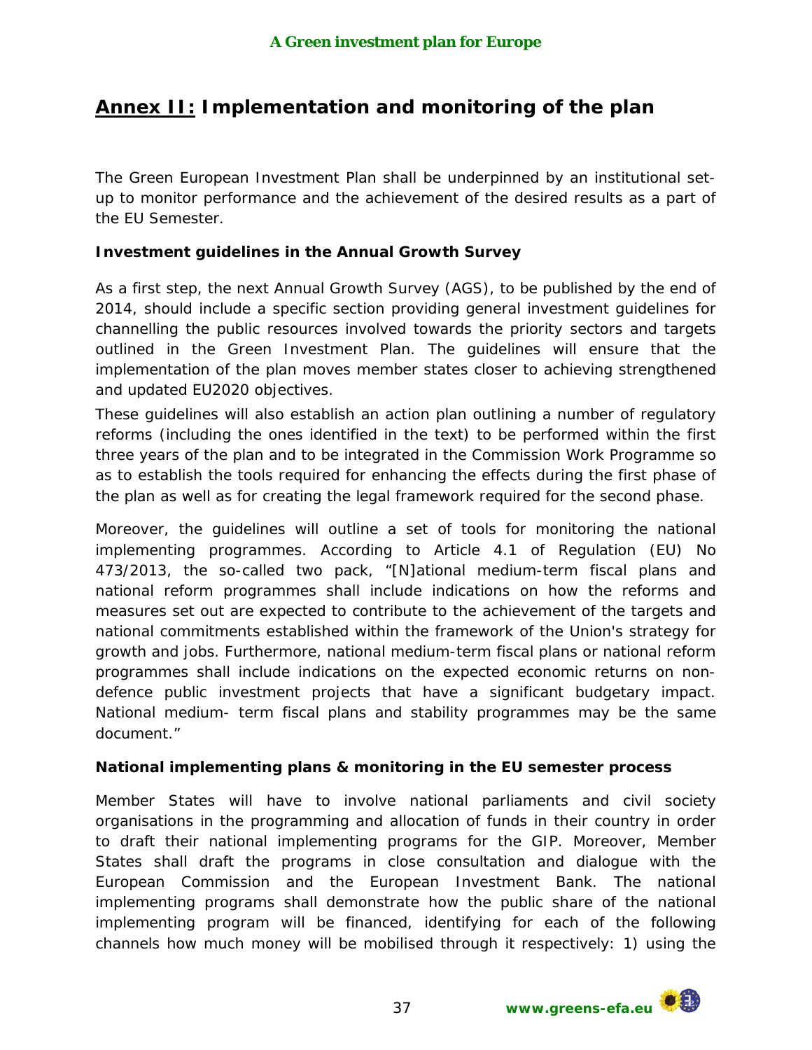## Annex II: Implementation and monitoring of the plan

The Green European Investment Plan shall be underpinned by an institutional set-up to monitor performance and the achievement of the desired results as a part of the EU Semester.

### Investment guidelines in the Annual Growth Survey

As a first step, the next Annual Growth Survey (AGS), to be published by the end of 2014, should include a specific section providing general investment guidelines for channelling the public resources involved towards the priority sectors and targets outlined in the Green Investment Plan. The guidelines will ensure that the implementation of the plan moves member states closer to achieving strengthened and updated EU2020 objectives.

These guidelines will also establish an action plan outlining a number of regulatory reforms (including the ones identified in the text) to be performed within the first three years of the plan and to be integrated in the Commission Work Programme so as to establish the tools required for enhancing the effects during the first phase of the plan as well as for creating the legal framework required for the second phase.

Moreover, the guidelines will outline a set of tools for monitoring the national implementing programmes. According to Article 4.1 of Regulation (EU) No 473/2013, the so-called two pack, "[N]ational medium-term fiscal plans and national reform programmes shall include indications on how the reforms and measures set out are expected to contribute to the achievement of the targets and national commitments established within the framework of the Union's strategy for growth and jobs. Furthermore, national medium-term fiscal plans or national reform programmes shall include indications on the expected economic returns on non-defence public investment projects that have a significant budgetary impact. National medium- term fiscal plans and stability programmes may be the same document."

### National implementing plans & monitoring in the EU semester process

Member States will have to involve national parliaments and civil society organisations in the programming and allocation of funds in their country in order to draft their national implementing programs for the GIP. Moreover, Member States shall draft the programs in close consultation and dialogue with the European Commission and the European Investment Bank. The national implementing programs shall demonstrate how the public share of the national implementing program will be financed, identifying for each of the following channels how much money will be mobilised through it respectively: 1) using the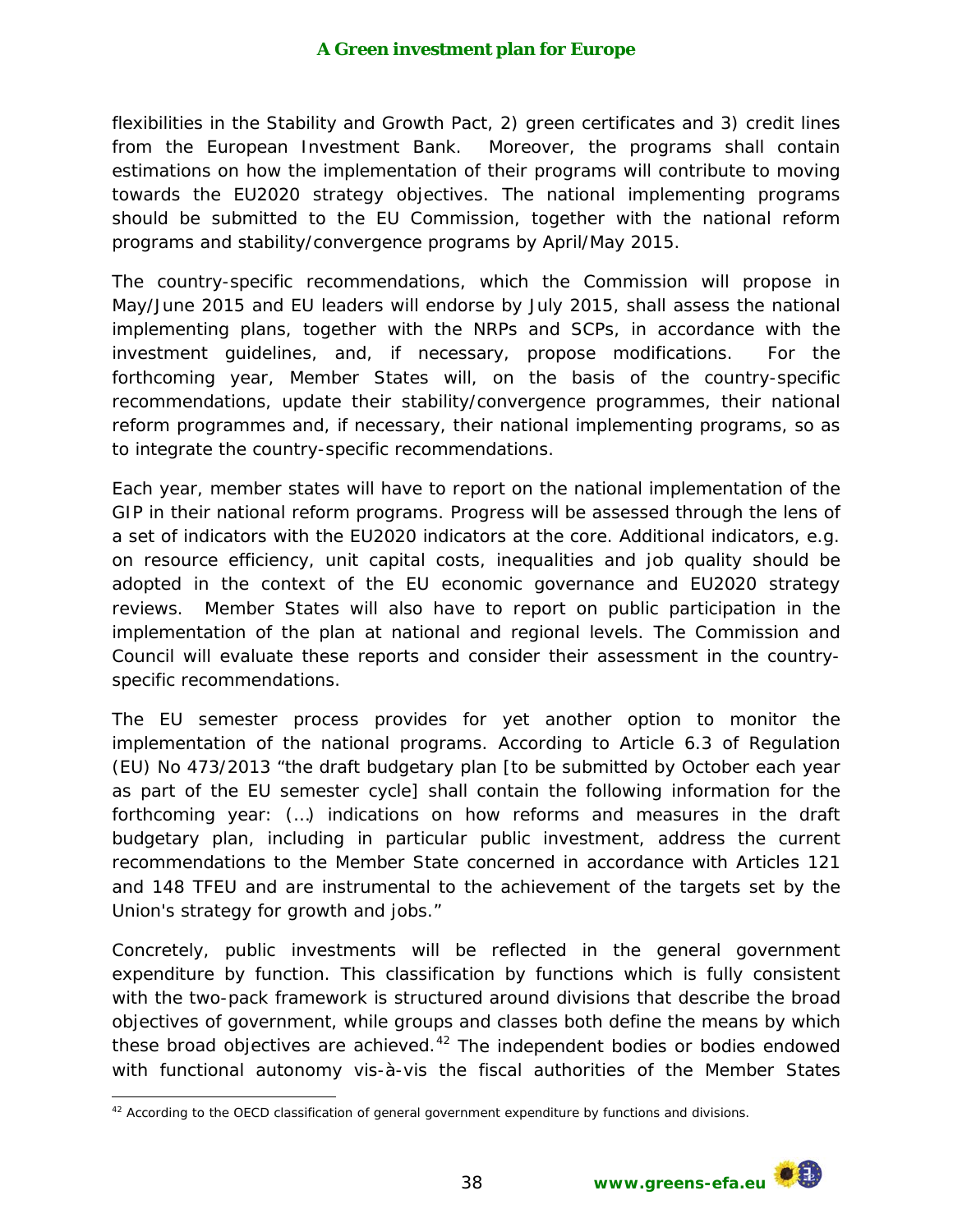flexibilities in the Stability and Growth Pact, 2) green certificates and 3) credit lines from the European Investment Bank. Moreover, the programs shall contain estimations on how the implementation of their programs will contribute to moving towards the EU2020 strategy objectives. The national implementing programs should be submitted to the EU Commission, together with the national reform programs and stability/convergence programs by April/May 2015.

The country-specific recommendations, which the Commission will propose in May/June 2015 and EU leaders will endorse by July 2015, shall assess the national implementing plans, together with the NRPs and SCPs, in accordance with the investment guidelines, and, if necessary, propose modifications. For the forthcoming year, Member States will, on the basis of the country-specific recommendations, update their stability/convergence programmes, their national reform programmes and, if necessary, their national implementing programs, so as to integrate the country-specific recommendations.

Each year, member states will have to report on the national implementation of the GIP in their national reform programs. Progress will be assessed through the lens of a set of indicators with the EU2020 indicators at the core. Additional indicators, e.g. on resource efficiency, unit capital costs, inequalities and job quality should be adopted in the context of the EU economic governance and EU2020 strategy reviews. Member States will also have to report on public participation in the implementation of the plan at national and regional levels. The Commission and Council will evaluate these reports and consider their assessment in the country-specific recommendations.

The EU semester process provides for yet another option to monitor the implementation of the national programs. According to Article 6.3 of Regulation (EU) No 473/2013 "the draft budgetary plan [to be submitted by October each year as part of the EU semester cycle] shall contain the following information for the forthcoming year: (…) indications on how reforms and measures in the draft budgetary plan, including in particular public investment, address the current recommendations to the Member State concerned in accordance with Articles 121 and 148 TFEU and are instrumental to the achievement of the targets set by the Union's strategy for growth and jobs."

Concretely, public investments will be reflected in the general government expenditure by function. This classification by functions which is fully consistent with the two-pack framework is structured around divisions that describe the broad objectives of government, while groups and classes both define the means by which these broad objectives are achieved.[42] The independent bodies or bodies endowed with functional autonomy vis-à-vis the fiscal authorities of the Member States

[42] According to the OECD classification of general government expenditure by functions and divisions.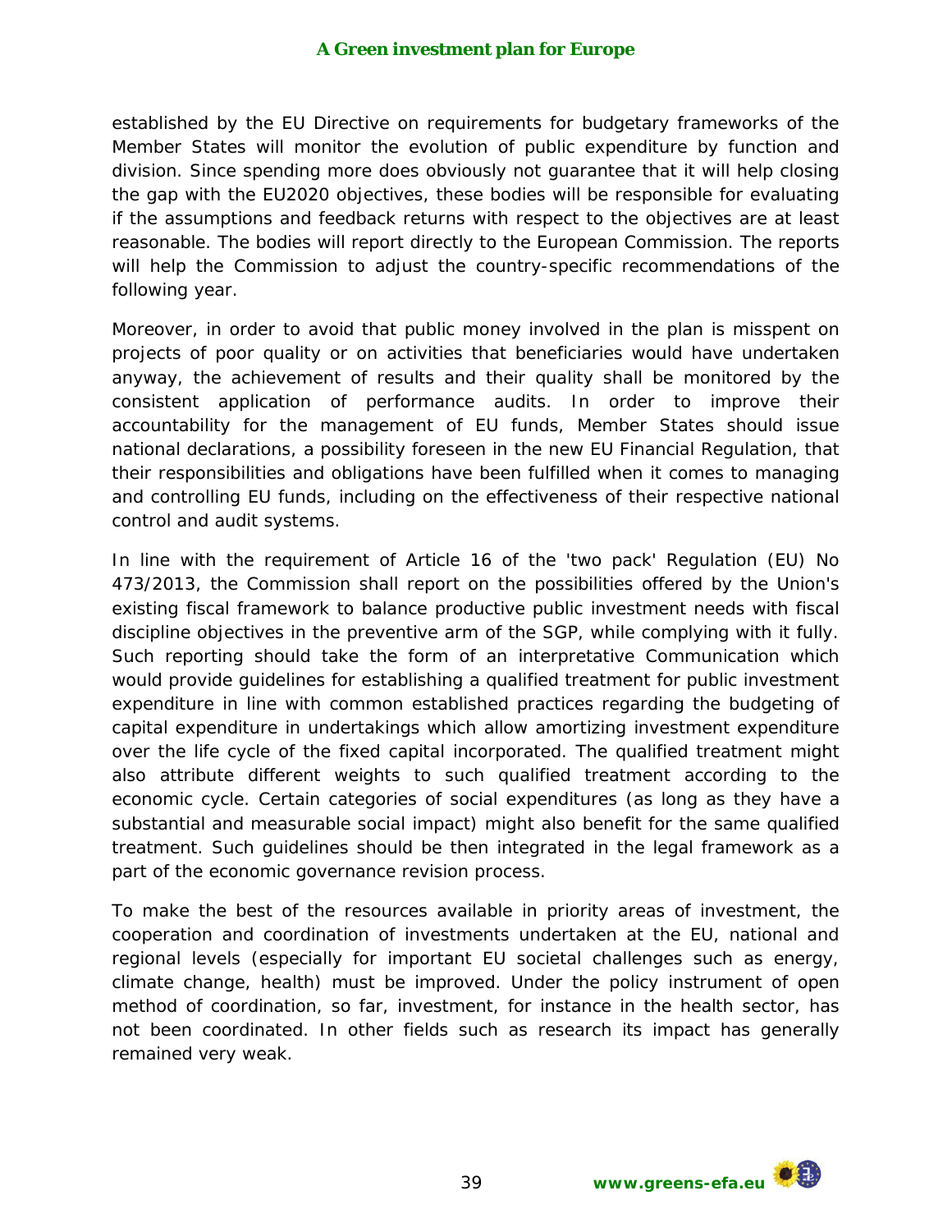established by the EU Directive on requirements for budgetary frameworks of the Member States will monitor the evolution of public expenditure by function and division. Since spending more does obviously not guarantee that it will help closing the gap with the EU2020 objectives, these bodies will be responsible for evaluating if the assumptions and feedback returns with respect to the objectives are at least reasonable. The bodies will report directly to the European Commission. The reports will help the Commission to adjust the country-specific recommendations of the following year.

Moreover, in order to avoid that public money involved in the plan is misspent on projects of poor quality or on activities that beneficiaries would have undertaken anyway, the achievement of results and their quality shall be monitored by the consistent application of performance audits. In order to improve their accountability for the management of EU funds, Member States should issue national declarations, a possibility foreseen in the new EU Financial Regulation, that their responsibilities and obligations have been fulfilled when it comes to managing and controlling EU funds, including on the effectiveness of their respective national control and audit systems.

In line with the requirement of Article 16 of the 'two pack' Regulation (EU) No 473/2013, the Commission shall report on the possibilities offered by the Union's existing fiscal framework to balance productive public investment needs with fiscal discipline objectives in the preventive arm of the SGP, while complying with it fully. Such reporting should take the form of an interpretative Communication which would provide guidelines for establishing a qualified treatment for public investment expenditure in line with common established practices regarding the budgeting of capital expenditure in undertakings which allow amortizing investment expenditure over the life cycle of the fixed capital incorporated. The qualified treatment might also attribute different weights to such qualified treatment according to the economic cycle. Certain categories of social expenditures (as long as they have a substantial and measurable social impact) might also benefit for the same qualified treatment. Such guidelines should be then integrated in the legal framework as a part of the economic governance revision process.

To make the best of the resources available in priority areas of investment, the cooperation and coordination of investments undertaken at the EU, national and regional levels (especially for important EU societal challenges such as energy, climate change, health) must be improved. Under the policy instrument of open method of coordination, so far, investment, for instance in the health sector, has not been coordinated. In other fields such as research its impact has generally remained very weak.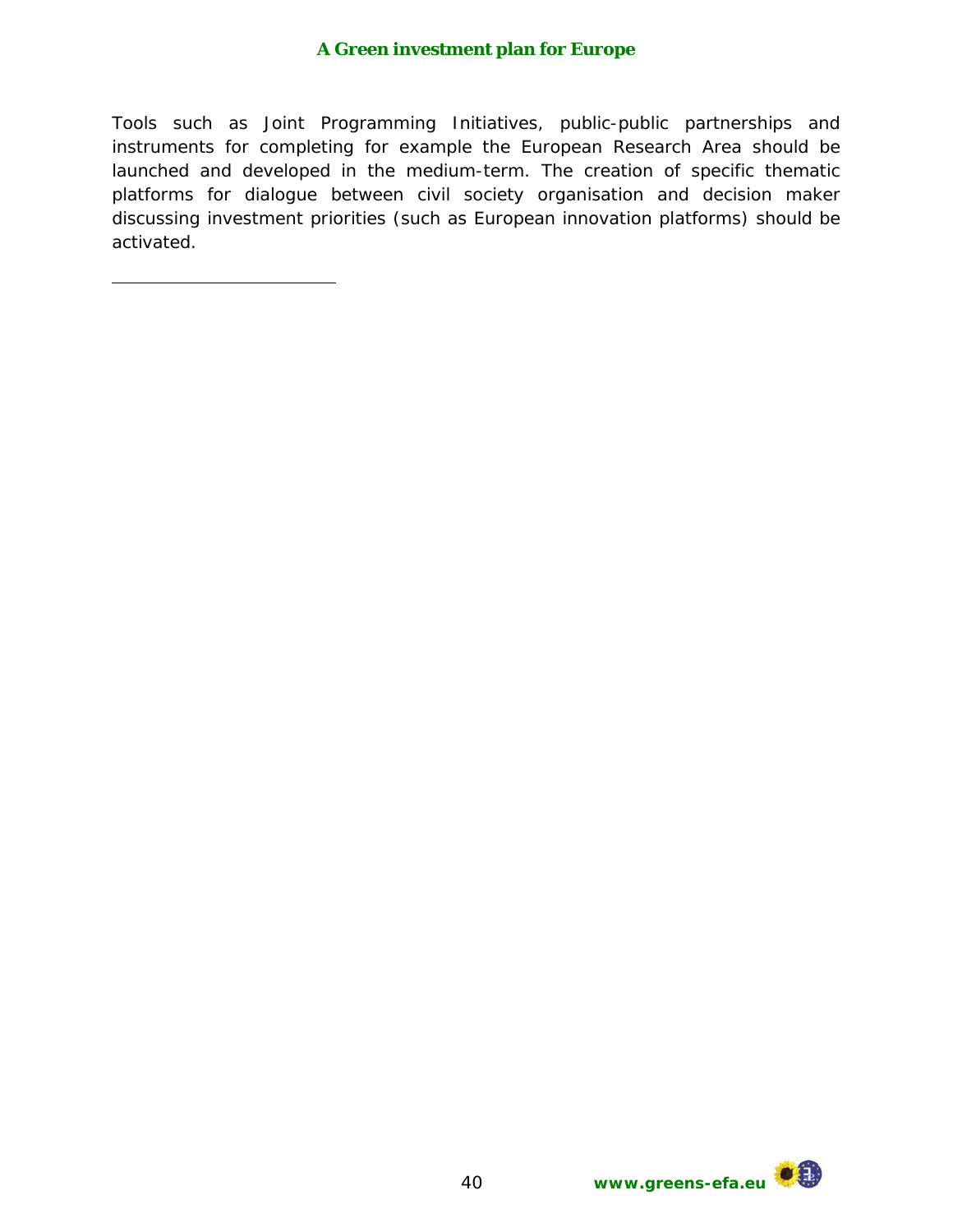Tools such as Joint Programming Initiatives, public-public partnerships and instruments for completing for example the European Research Area should be launched and developed in the medium-term. The creation of specific thematic platforms for dialogue between civil society organisation and decision maker discussing investment priorities (such as European innovation platforms) should be activated.